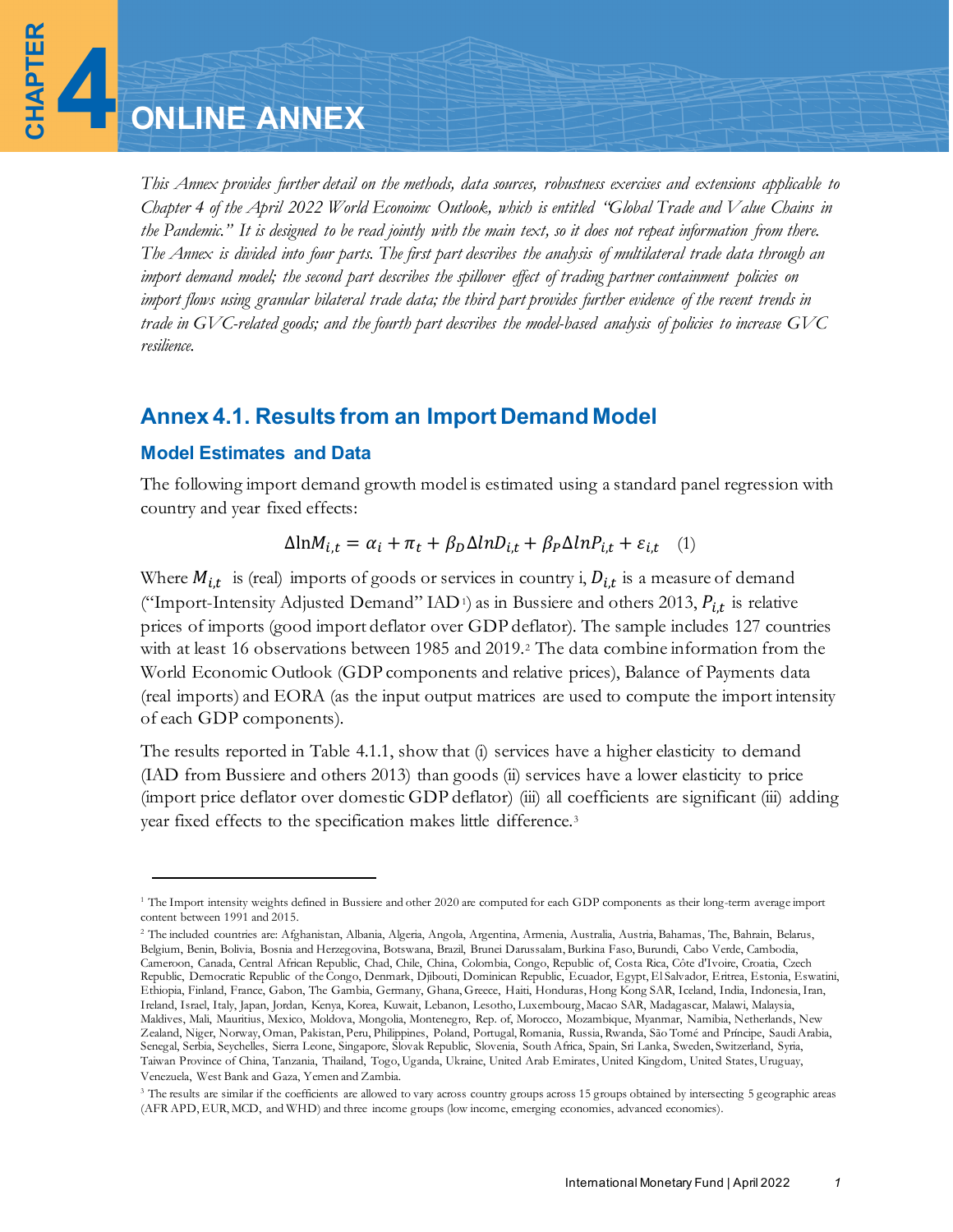# CHAPTER 4 ONLINE ANNEX

*This Annex provides further detail on the methods, data sources, robustness exercises and extensions applicable to Chapter 4 of the April 2022 World Economimc Outlook, which is entitled "Global Trade and Value Chains in the Pandemic." It is designed to be read jointly with the main text, so it does not repeat information from there. The Annex is divided into four parts. The first part describes the analysis of multilateral trade data through an import demand model; the second part describes the spillover effect of trading partner containment policies on import flows using granular bilateral trade data; the third part provides further evidence of the recent trends in trade in GVC-related goods; and the fourth part describes the model-based analysis of policies to increase GVC resilience.*

## Annex 4.1. Results from an Import Demand Model

### Model Estimates and Data

The following import demand growth model is estimated using a standard panel regression with country and year fixed effects:

$$\Delta \ln M_{i,t} = \alpha_i + \pi_t + \beta_D \Delta lnD_{i,t} + \beta_P \Delta lnP_{i,t} + \varepsilon_{i,t} \quad (1)$$

Where $M_{i,t}$ is (real) imports of goods or services in country i, $D_{i,t}$ is a measure of demand ("Import-Intensity Adjusted Demand" IAD[1]) as in Bussiere and others 2013, $P_{i,t}$ is relative prices of imports (good import deflator over GDP deflator). The sample includes 127 countries with at least 16 observations between 1985 and 2019.[2] The data combine information from the World Economic Outlook (GDP components and relative prices), Balance of Payments data (real imports) and EORA (as the input output matrices are used to compute the import intensity of each GDP components).

The results reported in Table 4.1.1, show that (i) services have a higher elasticity to demand (IAD from Bussiere and others 2013) than goods (ii) services have a lower elasticity to price (import price deflator over domestic GDP deflator) (iii) all coefficients are significant (iii) adding year fixed effects to the specification makes little difference.[3]

---

[1] The Import intensity weights defined in Bussiere and other 2020 are computed for each GDP components as their long-term average import content between 1991 and 2015.

[2] The included countries are: Afghanistan, Albania, Algeria, Angola, Argentina, Armenia, Australia, Austria, Bahamas, The, Bahrain, Belarus, Belgium, Benin, Bolivia, Bosnia and Herzegovina, Botswana, Brazil, Brunei Darussalam, Burkina Faso, Burundi, Cabo Verde, Cambodia, Cameroon, Canada, Central African Republic, Chad, Chile, China, Colombia, Congo, Republic of, Costa Rica, Côte d'Ivoire, Croatia, Czech Republic, Democratic Republic of the Congo, Denmark, Djibouti, Dominican Republic, Ecuador, Egypt, El Salvador, Eritrea, Estonia, Eswatini, Ethiopia, Finland, France, Gabon, The Gambia, Germany, Ghana, Greece, Haiti, Honduras, Hong Kong SAR, Iceland, India, Indonesia, Iran, Ireland, Israel, Italy, Japan, Jordan, Kenya, Korea, Kuwait, Lebanon, Lesotho, Luxembourg, Macao SAR, Madagascar, Malawi, Malaysia, Maldives, Mali, Mauritius, Mexico, Moldova, Mongolia, Montenegro, Rep. of, Morocco, Mozambique, Myanmar, Namibia, Netherlands, New Zealand, Niger, Norway, Oman, Pakistan, Peru, Philippines, Poland, Portugal, Romania, Russia, Rwanda, São Tomé and Príncipe, Saudi Arabia, Senegal, Serbia, Seychelles, Sierra Leone, Singapore, Slovak Republic, Slovenia, South Africa, Spain, Sri Lanka, Sweden, Switzerland, Syria, Taiwan Province of China, Tanzania, Thailand, Togo, Uganda, Ukraine, United Arab Emirates, United Kingdom, United States, Uruguay, Venezuela, West Bank and Gaza, Yemen and Zambia.

[3] The results are similar if the coefficients are allowed to vary across country groups across 15 groups obtained by intersecting 5 geographic areas (AFR APD, EUR, MCD, and WHD) and three income groups (low income, emerging economies, advanced economies).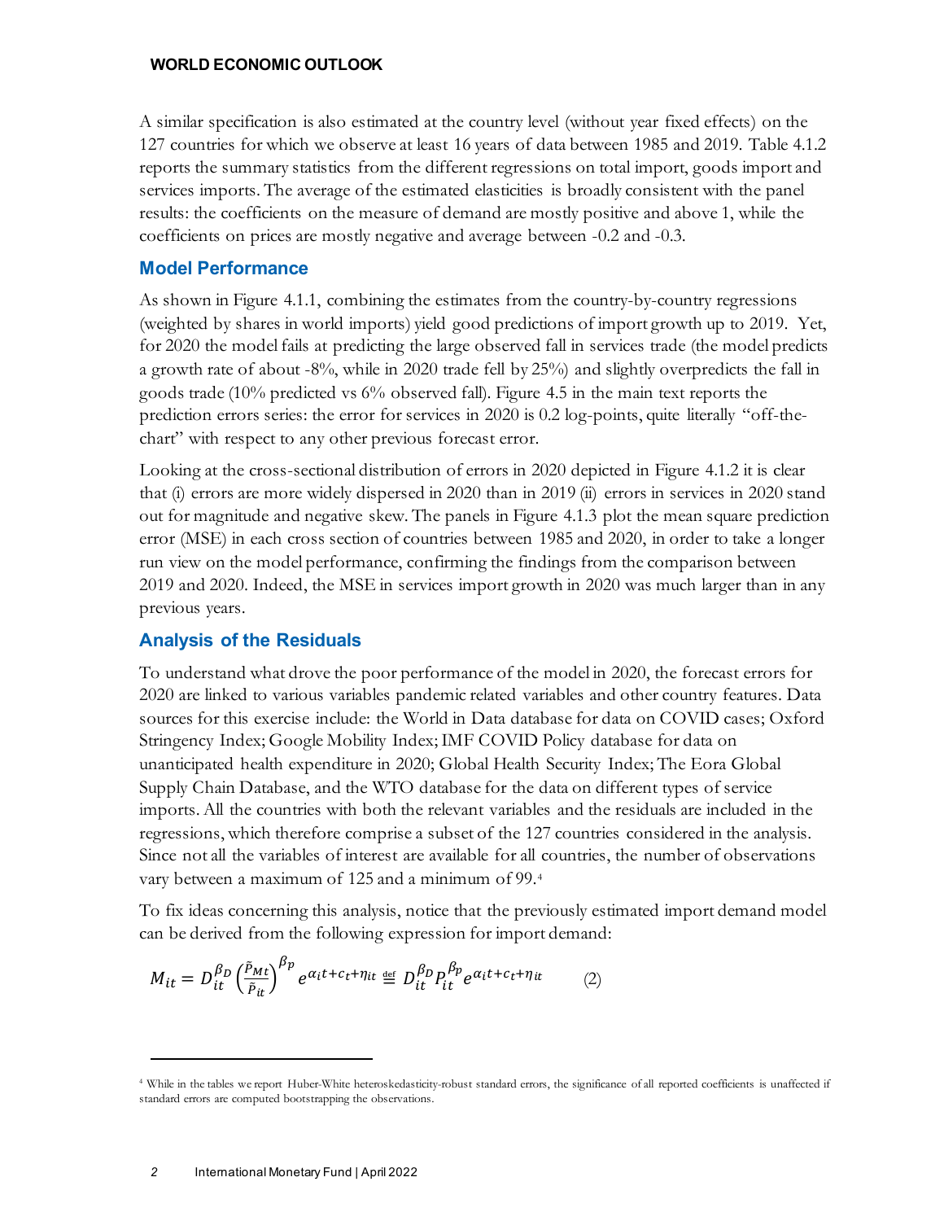A similar specification is also estimated at the country level (without year fixed effects) on the 127 countries for which we observe at least 16 years of data between 1985 and 2019. Table 4.1.2 reports the summary statistics from the different regressions on total import, goods import and services imports. The average of the estimated elasticities is broadly consistent with the panel results: the coefficients on the measure of demand are mostly positive and above 1, while the coefficients on prices are mostly negative and average between -0.2 and -0.3.

## Model Performance

As shown in Figure 4.1.1, combining the estimates from the country-by-country regressions (weighted by shares in world imports) yield good predictions of import growth up to 2019. Yet, for 2020 the model fails at predicting the large observed fall in services trade (the model predicts a growth rate of about -8%, while in 2020 trade fell by 25%) and slightly overpredicts the fall in goods trade (10% predicted vs 6% observed fall). Figure 4.5 in the main text reports the prediction errors series: the error for services in 2020 is 0.2 log-points, quite literally "off-the-chart" with respect to any other previous forecast error.

Looking at the cross-sectional distribution of errors in 2020 depicted in Figure 4.1.2 it is clear that (i) errors are more widely dispersed in 2020 than in 2019 (ii) errors in services in 2020 stand out for magnitude and negative skew. The panels in Figure 4.1.3 plot the mean square prediction error (MSE) in each cross section of countries between 1985 and 2020, in order to take a longer run view on the model performance, confirming the findings from the comparison between 2019 and 2020. Indeed, the MSE in services import growth in 2020 was much larger than in any previous years.

## Analysis of the Residuals

To understand what drove the poor performance of the model in 2020, the forecast errors for 2020 are linked to various variables pandemic related variables and other country features. Data sources for this exercise include: the World in Data database for data on COVID cases; Oxford Stringency Index; Google Mobility Index; IMF COVID Policy database for data on unanticipated health expenditure in 2020; Global Health Security Index; The Eora Global Supply Chain Database, and the WTO database for the data on different types of service imports. All the countries with both the relevant variables and the residuals are included in the regressions, which therefore comprise a subset of the 127 countries considered in the analysis. Since not all the variables of interest are available for all countries, the number of observations vary between a maximum of 125 and a minimum of 99.[4]

To fix ideas concerning this analysis, notice that the previously estimated import demand model can be derived from the following expression for import demand:

$$M_{it} = D_{it}^{\beta_D} \left(\frac{\tilde{P}_{Mt}}{\tilde{P}_{it}}\right)^{\beta_p} e^{\alpha_i t + c_t + \eta_{it}} \stackrel{\text{def}}{=} D_{it}^{\beta_D} P_{it}^{\beta_p} e^{\alpha_i t + c_t + \eta_{it}} \qquad (2)$$

[4] While in the tables we report Huber-White heteroskedasticity-robust standard errors, the significance of all reported coefficients is unaffected if standard errors are computed bootstrapping the observations.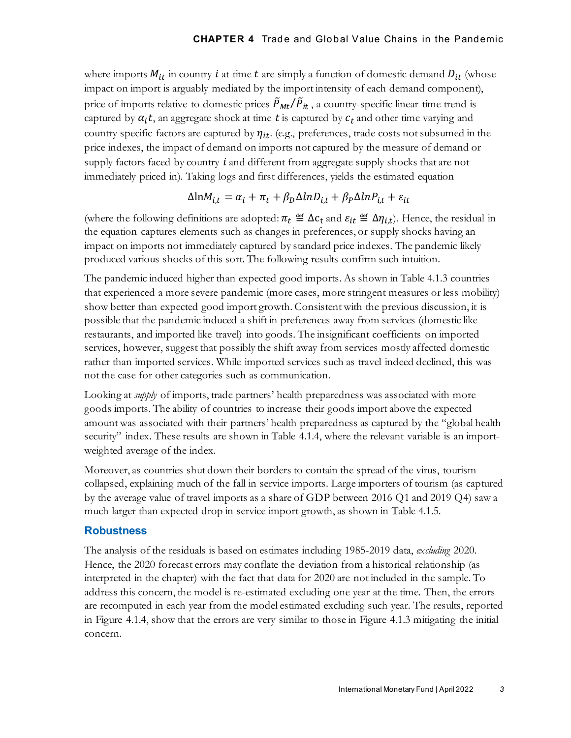where imports $M_{it}$ in country $i$ at time $t$ are simply a function of domestic demand $D_{it}$ (whose impact on import is arguably mediated by the import intensity of each demand component), price of imports relative to domestic prices $\tilde{P}_{Mt}/\tilde{P}_{it}$ , a country-specific linear time trend is captured by $\alpha_i t$, an aggregate shock at time $t$ is captured by $c_t$ and other time varying and country specific factors are captured by $\eta_{it}$. (e.g., preferences, trade costs not subsumed in the price indexes, the impact of demand on imports not captured by the measure of demand or supply factors faced by country $i$ and different from aggregate supply shocks that are not immediately priced in). Taking logs and first differences, yields the estimated equation

$$\Delta \ln M_{i,t} = \alpha_i + \pi_t + \beta_D \Delta lnD_{i,t} + \beta_P \Delta lnP_{i,t} + \varepsilon_{it}$$

(where the following definitions are adopted: $\pi_t \stackrel{\text{def}}{=} \Delta c_t$ and $\varepsilon_{it} \stackrel{\text{def}}{=} \Delta \eta_{i,t}$). Hence, the residual in the equation captures elements such as changes in preferences, or supply shocks having an impact on imports not immediately captured by standard price indexes. The pandemic likely produced various shocks of this sort. The following results confirm such intuition.

The pandemic induced higher than expected good imports. As shown in Table 4.1.3 countries that experienced a more severe pandemic (more cases, more stringent measures or less mobility) show better than expected good import growth. Consistent with the previous discussion, it is possible that the pandemic induced a shift in preferences away from services (domestic like restaurants, and imported like travel) into goods. The insignificant coefficients on imported services, however, suggest that possibly the shift away from services mostly affected domestic rather than imported services. While imported services such as travel indeed declined, this was not the case for other categories such as communication.

Looking at *supply* of imports, trade partners' health preparedness was associated with more goods imports. The ability of countries to increase their goods import above the expected amount was associated with their partners' health preparedness as captured by the "global health security" index. These results are shown in Table 4.1.4, where the relevant variable is an import-weighted average of the index.

Moreover, as countries shut down their borders to contain the spread of the virus, tourism collapsed, explaining much of the fall in service imports. Large importers of tourism (as captured by the average value of travel imports as a share of GDP between 2016 Q1 and 2019 Q4) saw a much larger than expected drop in service import growth, as shown in Table 4.1.5.

## Robustness

The analysis of the residuals is based on estimates including 1985-2019 data, *excluding* 2020. Hence, the 2020 forecast errors may conflate the deviation from a historical relationship (as interpreted in the chapter) with the fact that data for 2020 are not included in the sample. To address this concern, the model is re-estimated excluding one year at the time. Then, the errors are recomputed in each year from the model estimated excluding such year. The results, reported in Figure 4.1.4, show that the errors are very similar to those in Figure 4.1.3 mitigating the initial concern.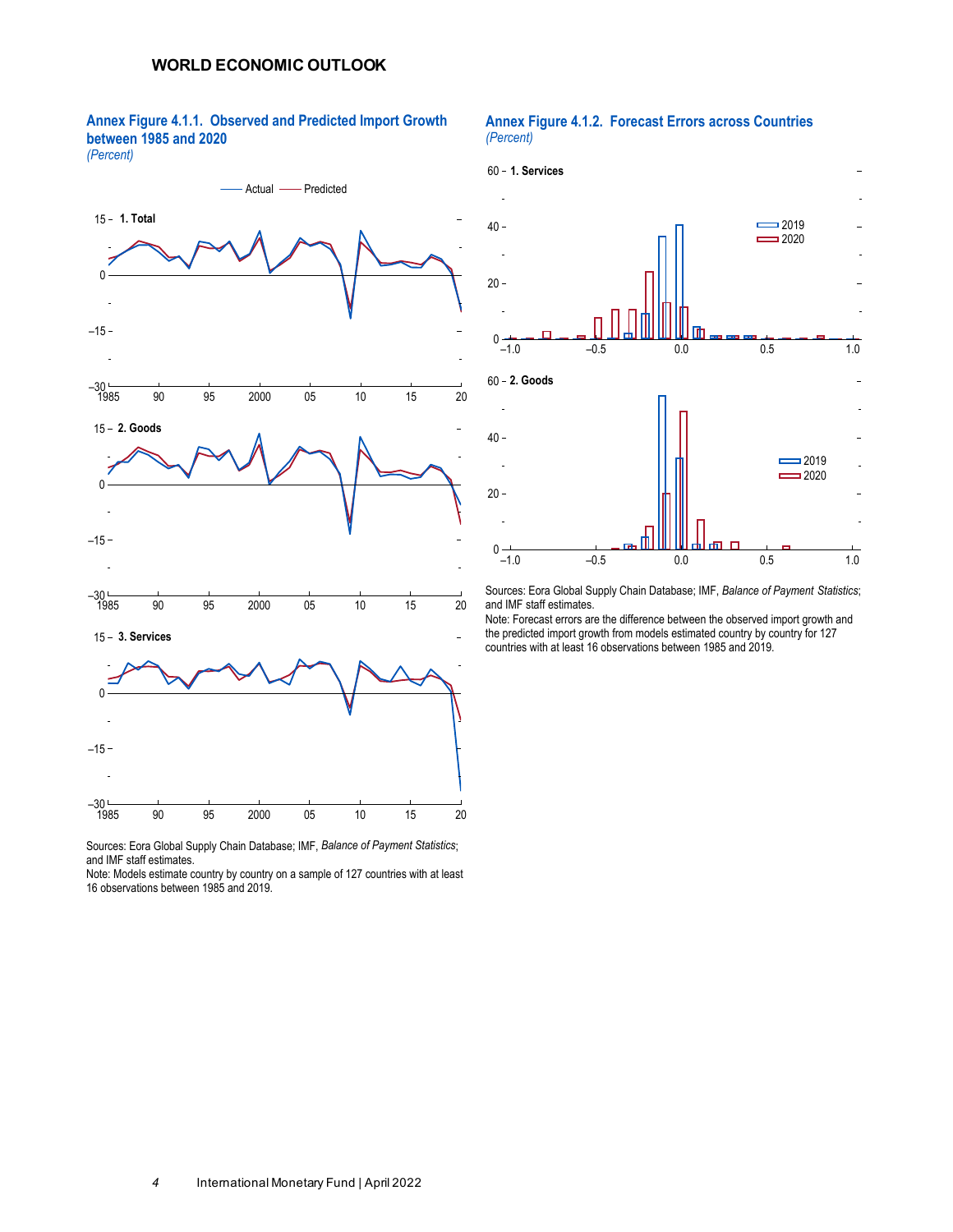### Annex Figure 4.1.1. Observed and Predicted Import Growth between 1985 and 2020

*(Percent)*

Actual — Predicted

1. Total

2. Goods

3. Services

Sources: Eora Global Supply Chain Database; IMF, *Balance of Payment Statistics*; and IMF staff estimates.

Note: Models estimate country by country on a sample of 127 countries with at least 16 observations between 1985 and 2019.

### Annex Figure 4.1.2. Forecast Errors across Countries

*(Percent)*

1. Services

2. Goods

2019 2020

Sources: Eora Global Supply Chain Database; IMF, *Balance of Payment Statistics*; and IMF staff estimates.

Note: Forecast errors are the difference between the observed import growth and the predicted import growth from models estimated country by country for 127 countries with at least 16 observations between 1985 and 2019.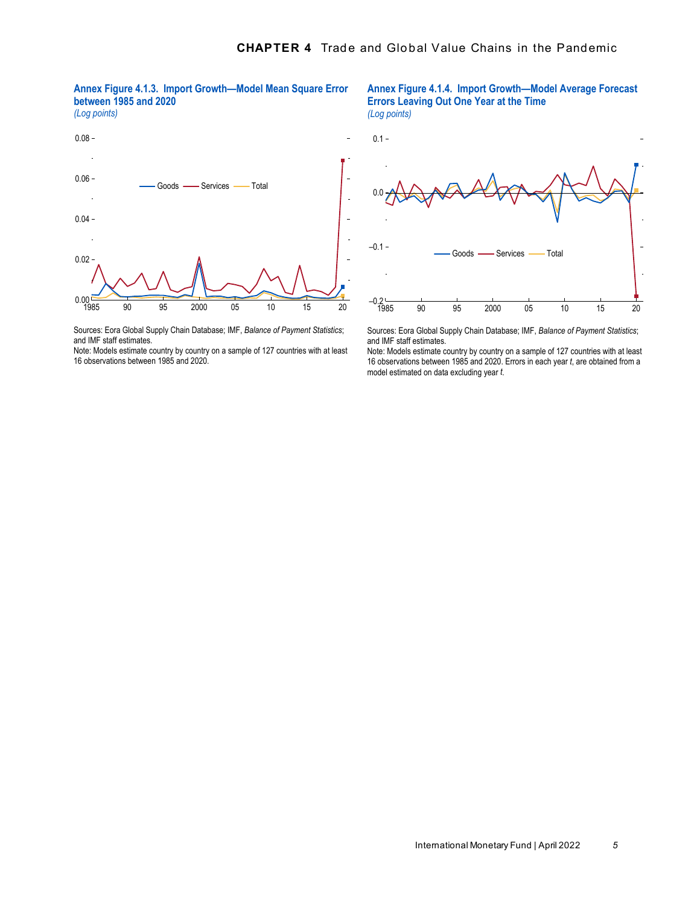### Annex Figure 4.1.3. Import Growth—Model Mean Square Error between 1985 and 2020

*(Log points)*

Sources: Eora Global Supply Chain Database; IMF, *Balance of Payment Statistics*; and IMF staff estimates.
Note: Models estimate country by country on a sample of 127 countries with at least 16 observations between 1985 and 2020.

### Annex Figure 4.1.4. Import Growth—Model Average Forecast Errors Leaving Out One Year at the Time

*(Log points)*

Sources: Eora Global Supply Chain Database; IMF, *Balance of Payment Statistics*; and IMF staff estimates.
Note: Models estimate country by country on a sample of 127 countries with at least 16 observations between 1985 and 2020. Errors in each year *t*, are obtained from a model estimated on data excluding year *t*.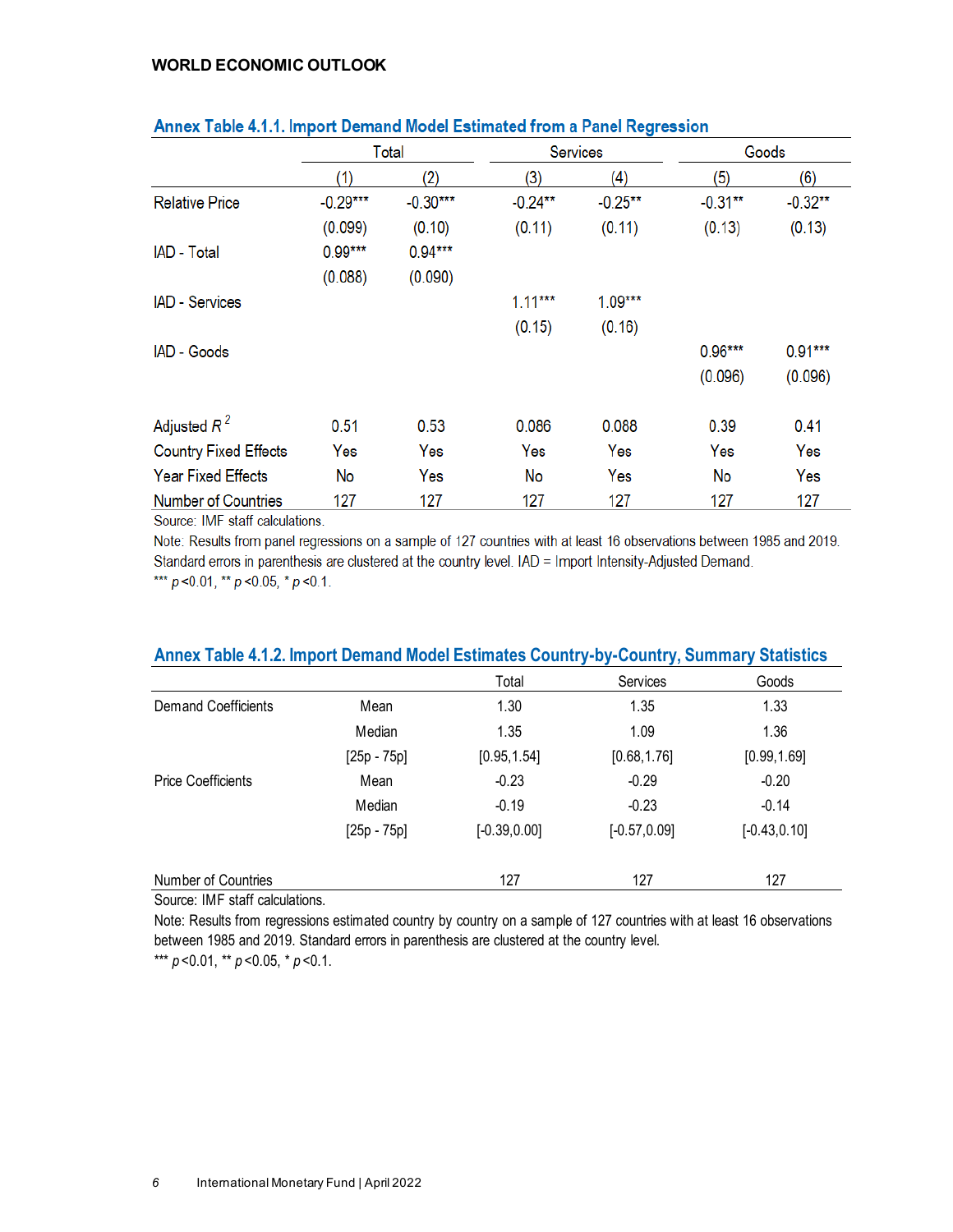## Annex Table 4.1.1. Import Demand Model Estimated from a Panel Regression

| | Total | | Services | | Goods | |
|---|---|---|---|---|---|---|
| | (1) | (2) | (3) | (4) | (5) | (6) |
| Relative Price | -0.29*** | -0.30*** | -0.24** | -0.25** | -0.31** | -0.32** |
| | (0.099) | (0.10) | (0.11) | (0.11) | (0.13) | (0.13) |
| IAD - Total | 0.99*** | 0.94*** | | | | |
| | (0.088) | (0.090) | | | | |
| IAD - Services | | | 1.11*** | 1.09*** | | |
| | | | (0.15) | (0.16) | | |
| IAD - Goods | | | | | 0.96*** | 0.91*** |
| | | | | | (0.096) | (0.096) |
| Adjusted $R^2$ | 0.51 | 0.53 | 0.086 | 0.088 | 0.39 | 0.41 |
| Country Fixed Effects | Yes | Yes | Yes | Yes | Yes | Yes |
| Year Fixed Effects | No | Yes | No | Yes | No | Yes |
| Number of Countries | 127 | 127 | 127 | 127 | 127 | 127 |

Source: IMF staff calculations.

Note: Results from panel regressions on a sample of 127 countries with at least 16 observations between 1985 and 2019. Standard errors in parenthesis are clustered at the country level. IAD = Import Intensity-Adjusted Demand.

*** $p<0.01$, ** $p<0.05$, * $p<0.1$.

## Annex Table 4.1.2. Import Demand Model Estimates Country-by-Country, Summary Statistics

| | | Total | Services | Goods |
|---|---|---|---|---|
| Demand Coefficients | Mean | 1.30 | 1.35 | 1.33 |
| | Median | 1.35 | 1.09 | 1.36 |
| | [25p - 75p] | [0.95,1.54] | [0.68,1.76] | [0.99,1.69] |
| Price Coefficients | Mean | -0.23 | -0.29 | -0.20 |
| | Median | -0.19 | -0.23 | -0.14 |
| | [25p - 75p] | [-0.39,0.00] | [-0.57,0.09] | [-0.43,0.10] |
| Number of Countries | | 127 | 127 | 127 |

Source: IMF staff calculations.

Note: Results from regressions estimated country by country on a sample of 127 countries with at least 16 observations between 1985 and 2019. Standard errors in parenthesis are clustered at the country level.

*** $p<0.01$, ** $p<0.05$, * $p<0.1$.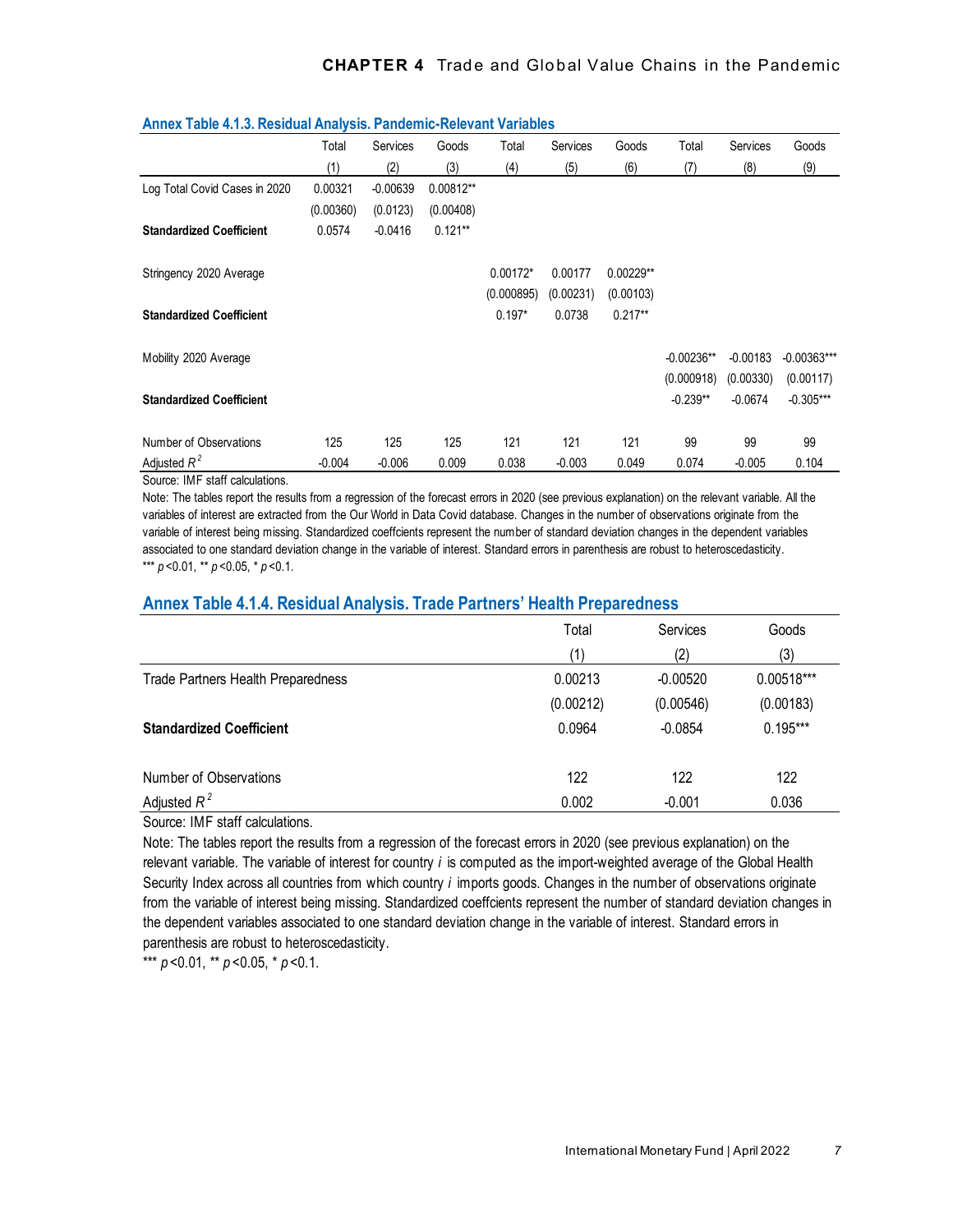### Annex Table 4.1.3. Residual Analysis. Pandemic-Relevant Variables

| | Total | Services | Goods | Total | Services | Goods | Total | Services | Goods |
|---|---|---|---|---|---|---|---|---|---|
| | (1) | (2) | (3) | (4) | (5) | (6) | (7) | (8) | (9) |
| Log Total Covid Cases in 2020 | 0.00321 | -0.00639 | 0.00812** | | | | | | |
| | (0.00360) | (0.0123) | (0.00408) | | | | | | |
| **Standardized Coefficient** | 0.0574 | -0.0416 | 0.121** | | | | | | |
| Stringency 2020 Average | | | | 0.00172* | 0.00177 | 0.00229** | | | |
| | | | | (0.000895) | (0.00231) | (0.00103) | | | |
| **Standardized Coefficient** | | | | 0.197* | 0.0738 | 0.217** | | | |
| Mobility 2020 Average | | | | | | | -0.00236** | -0.00183 | -0.00363*** |
| | | | | | | | (0.000918) | (0.00330) | (0.00117) |
| **Standardized Coefficient** | | | | | | | -0.239** | -0.0674 | -0.305*** |
| Number of Observations | 125 | 125 | 125 | 121 | 121 | 121 | 99 | 99 | 99 |
| Adjusted $R^2$ | -0.004 | -0.006 | 0.009 | 0.038 | -0.003 | 0.049 | 0.074 | -0.005 | 0.104 |

Source: IMF staff calculations.

Note: The tables report the results from a regression of the forecast errors in 2020 (see previous explanation) on the relevant variable. All the variables of interest are extracted from the Our World in Data Covid database. Changes in the number of observations originate from the variable of interest being missing. Standardized coeffcients represent the number of standard deviation changes in the dependent variables associated to one standard deviation change in the variable of interest. Standard errors in parenthesis are robust to heteroscedasticity.
*** $p<0.01$, ** $p<0.05$, * $p<0.1$.

### Annex Table 4.1.4. Residual Analysis. Trade Partners' Health Preparedness

| | Total | Services | Goods |
|---|---|---|---|
| | (1) | (2) | (3) |
| Trade Partners Health Preparedness | 0.00213 | -0.00520 | 0.00518*** |
| | (0.00212) | (0.00546) | (0.00183) |
| **Standardized Coefficient** | 0.0964 | -0.0854 | 0.195*** |
| Number of Observations | 122 | 122 | 122 |
| Adjusted $R^2$ | 0.002 | -0.001 | 0.036 |

Source: IMF staff calculations.

Note: The tables report the results from a regression of the forecast errors in 2020 (see previous explanation) on the relevant variable. The variable of interest for country $i$ is computed as the import-weighted average of the Global Health Security Index across all countries from which country $i$ imports goods. Changes in the number of observations originate from the variable of interest being missing. Standardized coeffcients represent the number of standard deviation changes in the dependent variables associated to one standard deviation change in the variable of interest. Standard errors in parenthesis are robust to heteroscedasticity.
*** $p<0.01$, ** $p<0.05$, * $p<0.1$.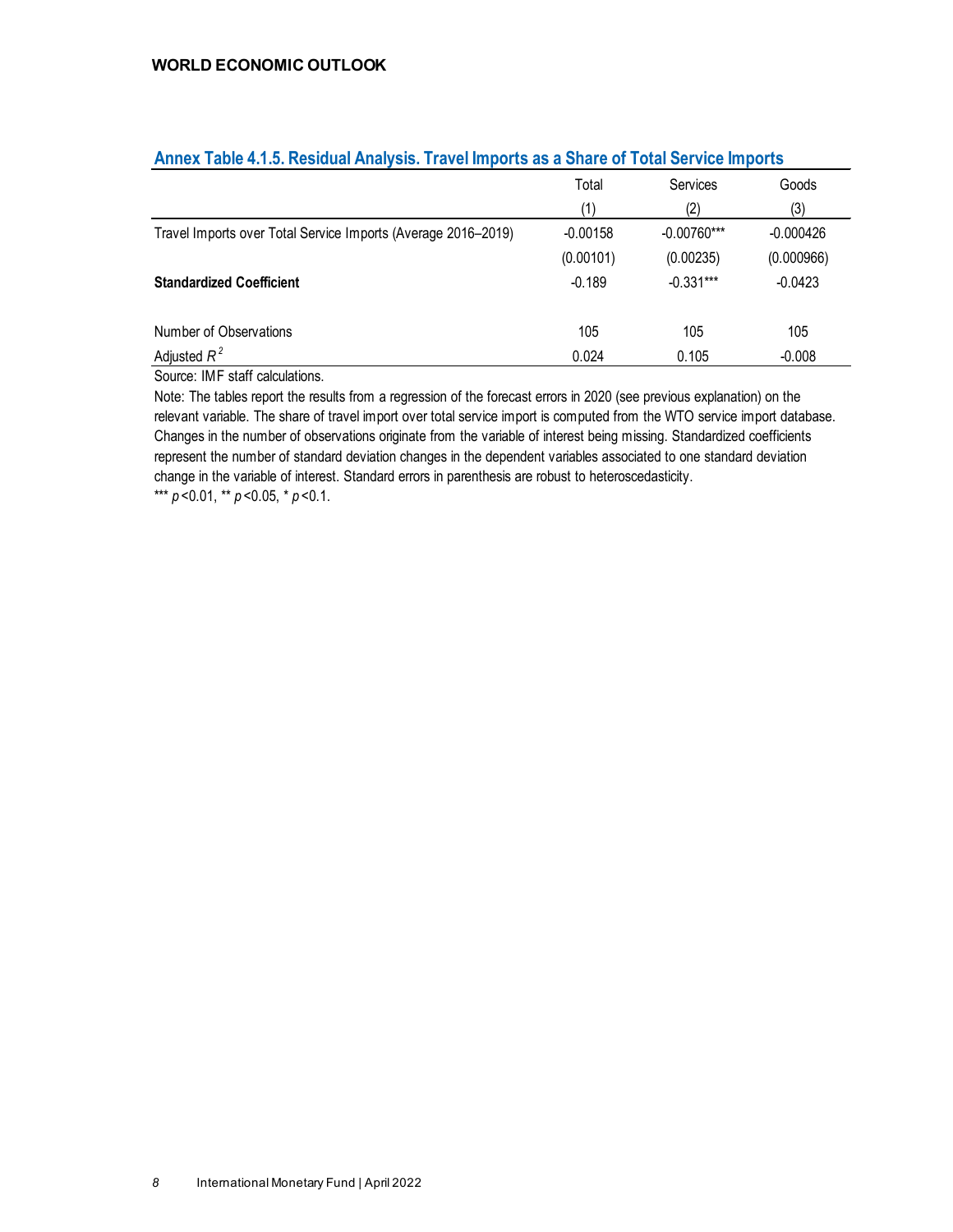### Annex Table 4.1.5. Residual Analysis. Travel Imports as a Share of Total Service Imports

| | Total | Services | Goods |
|---|---|---|---|
| | (1) | (2) | (3) |
| Travel Imports over Total Service Imports (Average 2016–2019) | -0.00158 | -0.00760*** | -0.000426 |
| | (0.00101) | (0.00235) | (0.000966) |
| **Standardized Coefficient** | -0.189 | -0.331*** | -0.0423 |
| | | | |
| Number of Observations | 105 | 105 | 105 |
| Adjusted $R^2$ | 0.024 | 0.105 | -0.008 |

Source: IMF staff calculations.

Note: The tables report the results from a regression of the forecast errors in 2020 (see previous explanation) on the relevant variable. The share of travel import over total service import is computed from the WTO service import database. Changes in the number of observations originate from the variable of interest being missing. Standardized coefficients represent the number of standard deviation changes in the dependent variables associated to one standard deviation change in the variable of interest. Standard errors in parenthesis are robust to heteroscedasticity.

*** $p$<0.01, ** $p$<0.05, * $p$<0.1.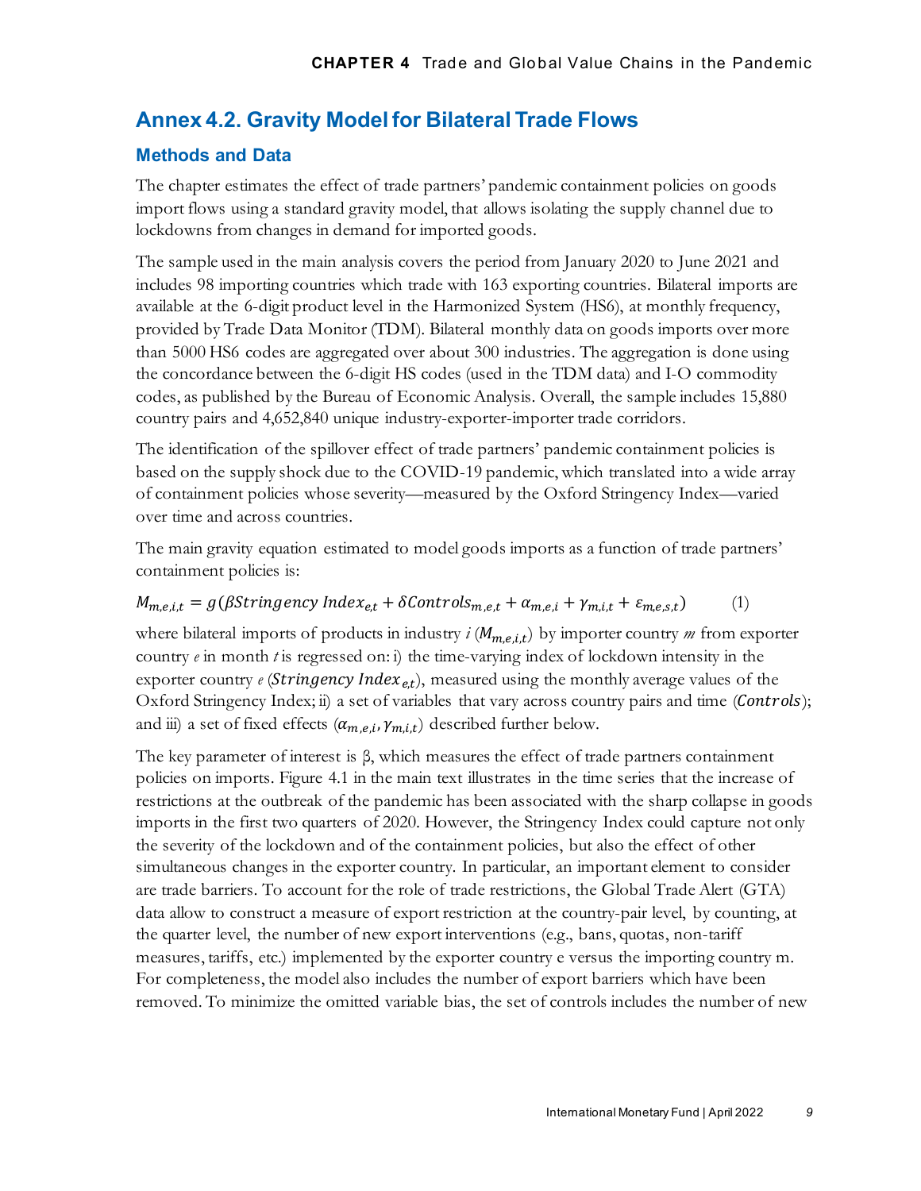## Annex 4.2. Gravity Model for Bilateral Trade Flows

### Methods and Data

The chapter estimates the effect of trade partners' pandemic containment policies on goods import flows using a standard gravity model, that allows isolating the supply channel due to lockdowns from changes in demand for imported goods.

The sample used in the main analysis covers the period from January 2020 to June 2021 and includes 98 importing countries which trade with 163 exporting countries. Bilateral imports are available at the 6-digit product level in the Harmonized System (HS6), at monthly frequency, provided by Trade Data Monitor (TDM). Bilateral monthly data on goods imports over more than 5000 HS6 codes are aggregated over about 300 industries. The aggregation is done using the concordance between the 6-digit HS codes (used in the TDM data) and I-O commodity codes, as published by the Bureau of Economic Analysis. Overall, the sample includes 15,880 country pairs and 4,652,840 unique industry-exporter-importer trade corridors.

The identification of the spillover effect of trade partners' pandemic containment policies is based on the supply shock due to the COVID-19 pandemic, which translated into a wide array of containment policies whose severity—measured by the Oxford Stringency Index—varied over time and across countries.

The main gravity equation estimated to model goods imports as a function of trade partners' containment policies is:

$$M_{m,e,i,t} = g(\beta Stringency\ Index_{e,t} + \delta Controls_{m,e,t} + \alpha_{m,e,i} + \gamma_{m,i,t} + \varepsilon_{m,e,s,t}) \qquad (1)$$

where bilateral imports of products in industry *i* ($M_{m,e,i,t}$) by importer country *m* from exporter country *e* in month *t* is regressed on: i) the time-varying index of lockdown intensity in the exporter country *e* ($Stringency\ Index_{e,t}$), measured using the monthly average values of the Oxford Stringency Index; ii) a set of variables that vary across country pairs and time ($Controls$); and iii) a set of fixed effects ($\alpha_{m,e,i}, \gamma_{m,i,t}$) described further below.

The key parameter of interest is β, which measures the effect of trade partners containment policies on imports. Figure 4.1 in the main text illustrates in the time series that the increase of restrictions at the outbreak of the pandemic has been associated with the sharp collapse in goods imports in the first two quarters of 2020. However, the Stringency Index could capture not only the severity of the lockdown and of the containment policies, but also the effect of other simultaneous changes in the exporter country. In particular, an important element to consider are trade barriers. To account for the role of trade restrictions, the Global Trade Alert (GTA) data allow to construct a measure of export restriction at the country-pair level, by counting, at the quarter level, the number of new export interventions (e.g., bans, quotas, non-tariff measures, tariffs, etc.) implemented by the exporter country e versus the importing country m. For completeness, the model also includes the number of export barriers which have been removed. To minimize the omitted variable bias, the set of controls includes the number of new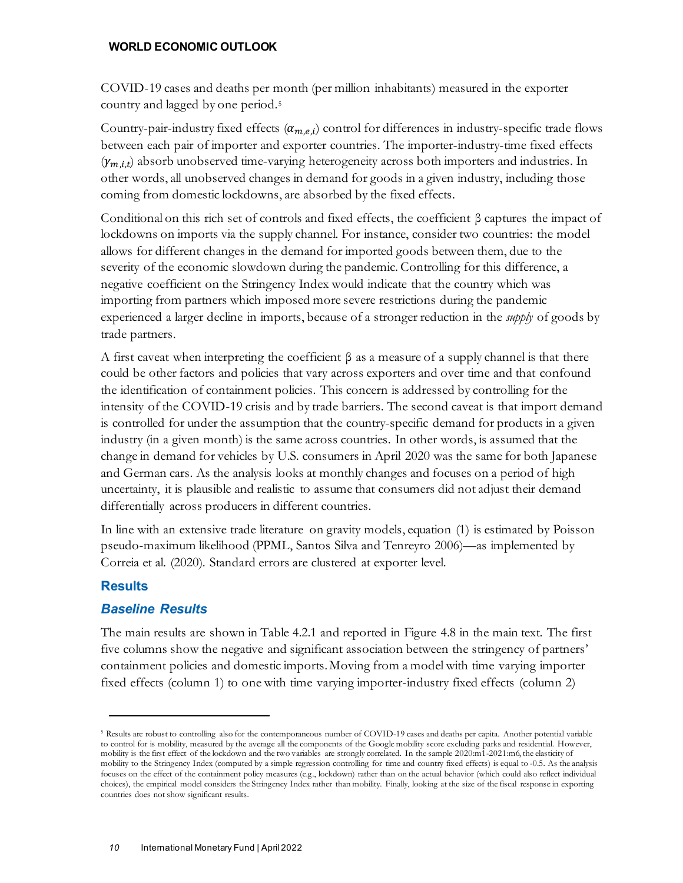COVID-19 cases and deaths per month (per million inhabitants) measured in the exporter country and lagged by one period.[5]

Country-pair-industry fixed effects ($\alpha_{m,e,i}$) control for differences in industry-specific trade flows between each pair of importer and exporter countries. The importer-industry-time fixed effects ($\gamma_{m,i,t}$) absorb unobserved time-varying heterogeneity across both importers and industries. In other words, all unobserved changes in demand for goods in a given industry, including those coming from domestic lockdowns, are absorbed by the fixed effects.

Conditional on this rich set of controls and fixed effects, the coefficient β captures the impact of lockdowns on imports via the supply channel. For instance, consider two countries: the model allows for different changes in the demand for imported goods between them, due to the severity of the economic slowdown during the pandemic. Controlling for this difference, a negative coefficient on the Stringency Index would indicate that the country which was importing from partners which imposed more severe restrictions during the pandemic experienced a larger decline in imports, because of a stronger reduction in the *supply* of goods by trade partners.

A first caveat when interpreting the coefficient β as a measure of a supply channel is that there could be other factors and policies that vary across exporters and over time and that confound the identification of containment policies. This concern is addressed by controlling for the intensity of the COVID-19 crisis and by trade barriers. The second caveat is that import demand is controlled for under the assumption that the country-specific demand for products in a given industry (in a given month) is the same across countries. In other words, is assumed that the change in demand for vehicles by U.S. consumers in April 2020 was the same for both Japanese and German cars. As the analysis looks at monthly changes and focuses on a period of high uncertainty, it is plausible and realistic to assume that consumers did not adjust their demand differentially across producers in different countries.

In line with an extensive trade literature on gravity models, equation (1) is estimated by Poisson pseudo-maximum likelihood (PPML, Santos Silva and Tenreyro 2006)—as implemented by Correia et al. (2020). Standard errors are clustered at exporter level.

## Results

### *Baseline Results*

The main results are shown in Table 4.2.1 and reported in Figure 4.8 in the main text. The first five columns show the negative and significant association between the stringency of partners' containment policies and domestic imports. Moving from a model with time varying importer fixed effects (column 1) to one with time varying importer-industry fixed effects (column 2)

---

[5] Results are robust to controlling also for the contemporaneous number of COVID-19 cases and deaths per capita. Another potential variable to control for is mobility, measured by the average all the components of the Google mobility score excluding parks and residential. However, mobility is the first effect of the lockdown and the two variables are strongly correlated. In the sample 2020:m1-2021:m6, the elasticity of mobility to the Stringency Index (computed by a simple regression controlling for time and country fixed effects) is equal to -0.5. As the analysis focuses on the effect of the containment policy measures (e.g., lockdown) rather than on the actual behavior (which could also reflect individual choices), the empirical model considers the Stringency Index rather than mobility. Finally, looking at the size of the fiscal response in exporting countries does not show significant results.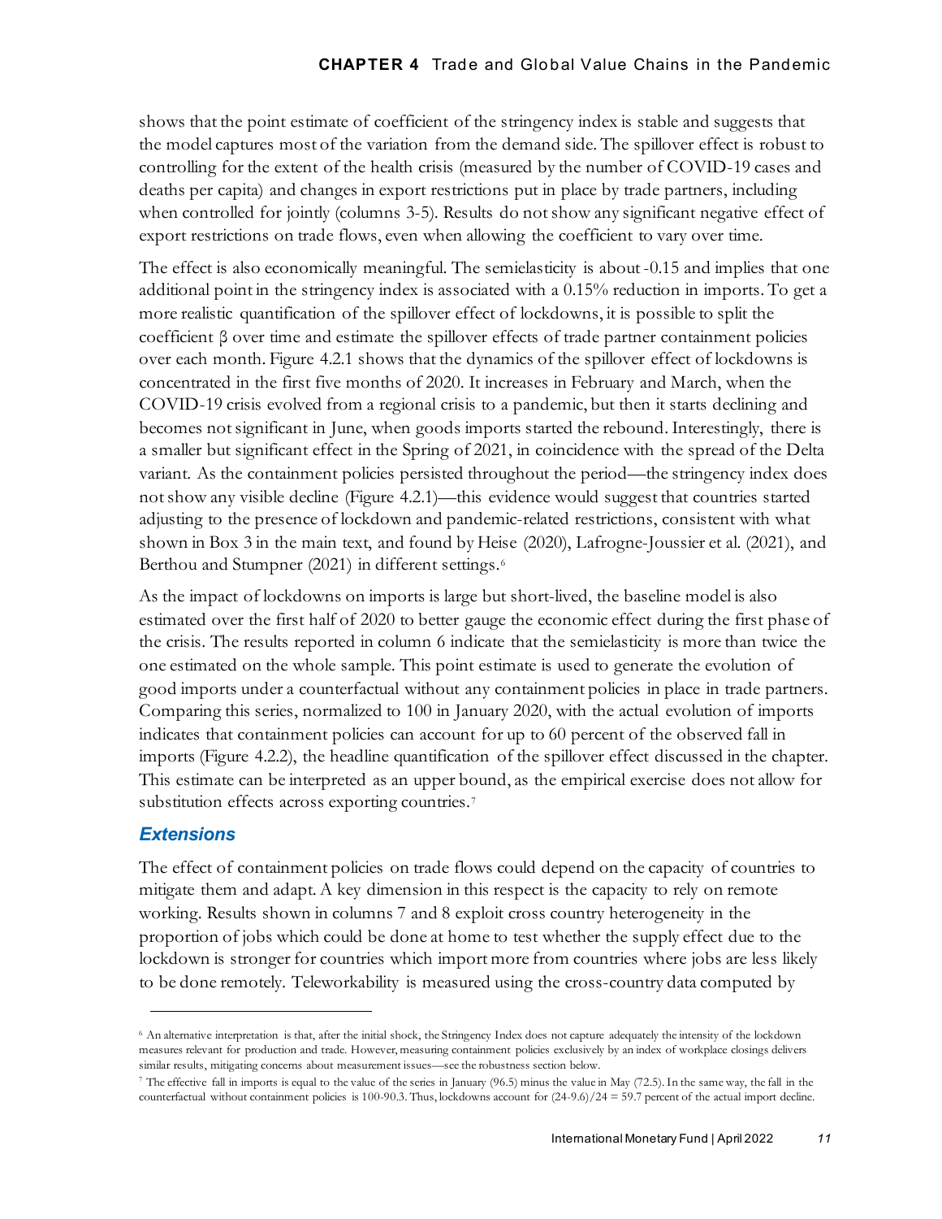shows that the point estimate of coefficient of the stringency index is stable and suggests that the model captures most of the variation from the demand side. The spillover effect is robust to controlling for the extent of the health crisis (measured by the number of COVID-19 cases and deaths per capita) and changes in export restrictions put in place by trade partners, including when controlled for jointly (columns 3-5). Results do not show any significant negative effect of export restrictions on trade flows, even when allowing the coefficient to vary over time.

The effect is also economically meaningful. The semielasticity is about -0.15 and implies that one additional point in the stringency index is associated with a 0.15% reduction in imports. To get a more realistic quantification of the spillover effect of lockdowns, it is possible to split the coefficient β over time and estimate the spillover effects of trade partner containment policies over each month. Figure 4.2.1 shows that the dynamics of the spillover effect of lockdowns is concentrated in the first five months of 2020. It increases in February and March, when the COVID-19 crisis evolved from a regional crisis to a pandemic, but then it starts declining and becomes not significant in June, when goods imports started the rebound. Interestingly, there is a smaller but significant effect in the Spring of 2021, in coincidence with the spread of the Delta variant. As the containment policies persisted throughout the period—the stringency index does not show any visible decline (Figure 4.2.1)—this evidence would suggest that countries started adjusting to the presence of lockdown and pandemic-related restrictions, consistent with what shown in Box 3 in the main text, and found by Heise (2020), Lafrogne-Joussier et al. (2021), and Berthou and Stumpner (2021) in different settings.[6]

As the impact of lockdowns on imports is large but short-lived, the baseline model is also estimated over the first half of 2020 to better gauge the economic effect during the first phase of the crisis. The results reported in column 6 indicate that the semielasticity is more than twice the one estimated on the whole sample. This point estimate is used to generate the evolution of good imports under a counterfactual without any containment policies in place in trade partners. Comparing this series, normalized to 100 in January 2020, with the actual evolution of imports indicates that containment policies can account for up to 60 percent of the observed fall in imports (Figure 4.2.2), the headline quantification of the spillover effect discussed in the chapter. This estimate can be interpreted as an upper bound, as the empirical exercise does not allow for substitution effects across exporting countries.[7]

### *Extensions*

The effect of containment policies on trade flows could depend on the capacity of countries to mitigate them and adapt. A key dimension in this respect is the capacity to rely on remote working. Results shown in columns 7 and 8 exploit cross country heterogeneity in the proportion of jobs which could be done at home to test whether the supply effect due to the lockdown is stronger for countries which import more from countries where jobs are less likely to be done remotely. Teleworkability is measured using the cross-country data computed by

---

[6] An alternative interpretation is that, after the initial shock, the Stringency Index does not capture adequately the intensity of the lockdown measures relevant for production and trade. However, measuring containment policies exclusively by an index of workplace closings delivers similar results, mitigating concerns about measurement issues—see the robustness section below.

[7] The effective fall in imports is equal to the value of the series in January (96.5) minus the value in May (72.5). In the same way, the fall in the counterfactual without containment policies is 100-90.3. Thus, lockdowns account for (24-9.6)/24 = 59.7 percent of the actual import decline.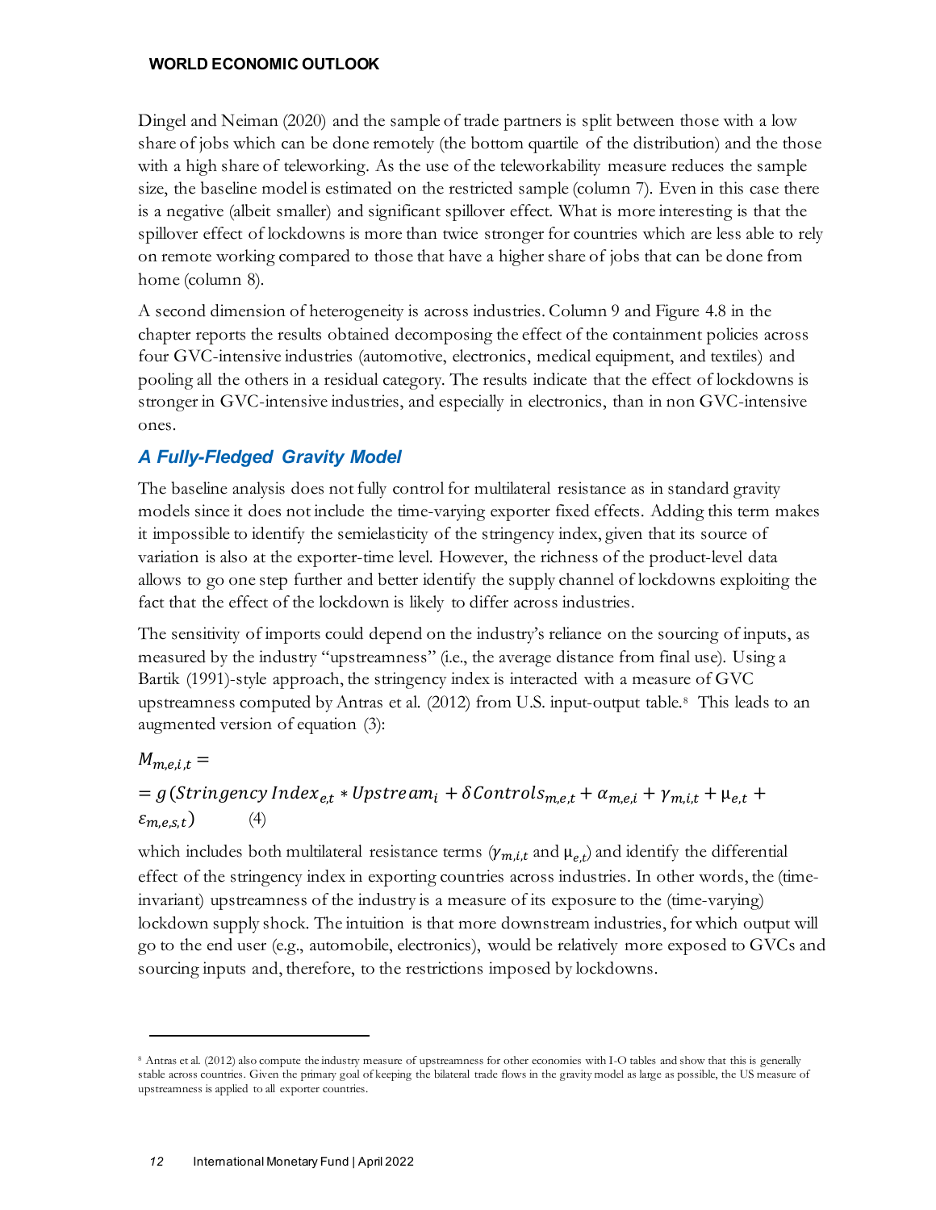Dingel and Neiman (2020) and the sample of trade partners is split between those with a low share of jobs which can be done remotely (the bottom quartile of the distribution) and the those with a high share of teleworking. As the use of the teleworkability measure reduces the sample size, the baseline model is estimated on the restricted sample (column 7). Even in this case there is a negative (albeit smaller) and significant spillover effect. What is more interesting is that the spillover effect of lockdowns is more than twice stronger for countries which are less able to rely on remote working compared to those that have a higher share of jobs that can be done from home (column 8).

A second dimension of heterogeneity is across industries. Column 9 and Figure 4.8 in the chapter reports the results obtained decomposing the effect of the containment policies across four GVC-intensive industries (automotive, electronics, medical equipment, and textiles) and pooling all the others in a residual category. The results indicate that the effect of lockdowns is stronger in GVC-intensive industries, and especially in electronics, than in non GVC-intensive ones.

### *A Fully-Fledged Gravity Model*

The baseline analysis does not fully control for multilateral resistance as in standard gravity models since it does not include the time-varying exporter fixed effects. Adding this term makes it impossible to identify the semielasticity of the stringency index, given that its source of variation is also at the exporter-time level. However, the richness of the product-level data allows to go one step further and better identify the supply channel of lockdowns exploiting the fact that the effect of the lockdown is likely to differ across industries.

The sensitivity of imports could depend on the industry's reliance on the sourcing of inputs, as measured by the industry "upstreamness" (i.e., the average distance from final use). Using a Bartik (1991)-style approach, the stringency index is interacted with a measure of GVC upstreamness computed by Antras et al. (2012) from U.S. input-output table.[8] This leads to an augmented version of equation (3):

$$M_{m,e,i,t} =$$

$$= g\left(Stringency\ Index_{e,t} * Upstream_i + \delta Controls_{m,e,t} + \alpha_{m,e,i} + \gamma_{m,i,t} + \mu_{e,t} + \varepsilon_{m,e,s,t}\right) \qquad (4)$$

which includes both multilateral resistance terms ($\gamma_{m,i,t}$ and $\mu_{e,t}$) and identify the differential effect of the stringency index in exporting countries across industries. In other words, the (time-invariant) upstreamness of the industry is a measure of its exposure to the (time-varying) lockdown supply shock. The intuition is that more downstream industries, for which output will go to the end user (e.g., automobile, electronics), would be relatively more exposed to GVCs and sourcing inputs and, therefore, to the restrictions imposed by lockdowns.

---

[8] Antras et al. (2012) also compute the industry measure of upstreamness for other economies with I-O tables and show that this is generally stable across countries. Given the primary goal of keeping the bilateral trade flows in the gravity model as large as possible, the US measure of upstreamness is applied to all exporter countries.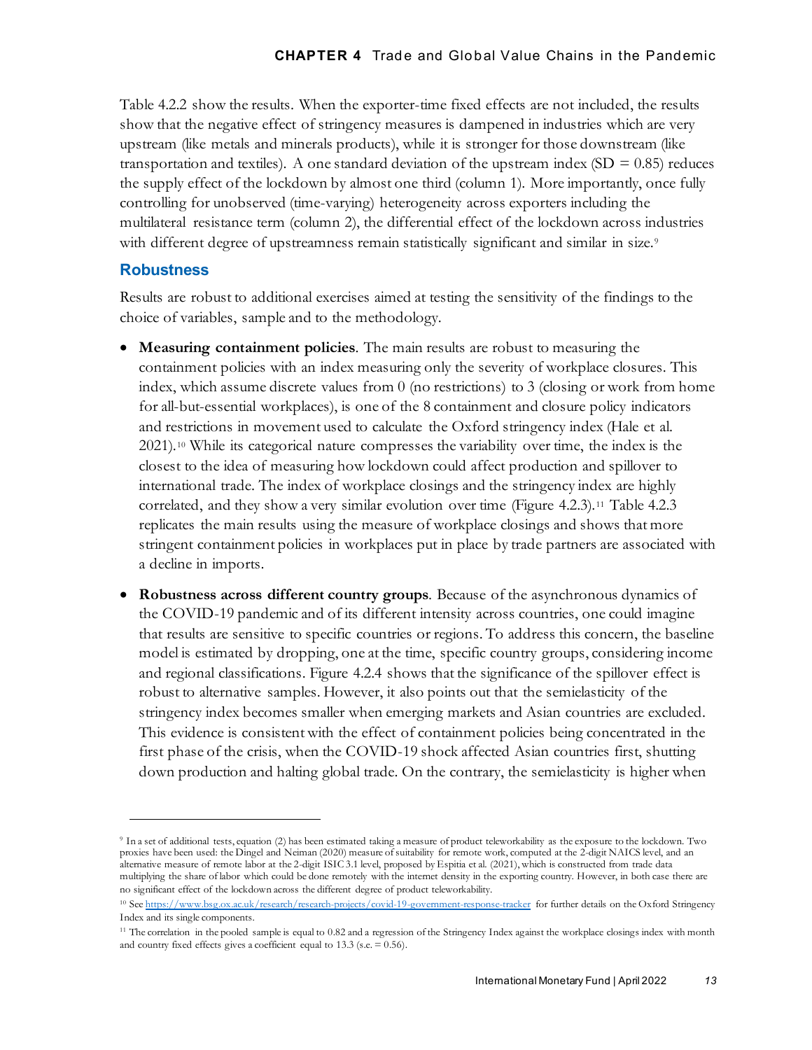Table 4.2.2 show the results. When the exporter-time fixed effects are not included, the results show that the negative effect of stringency measures is dampened in industries which are very upstream (like metals and minerals products), while it is stronger for those downstream (like transportation and textiles). A one standard deviation of the upstream index (SD = 0.85) reduces the supply effect of the lockdown by almost one third (column 1). More importantly, once fully controlling for unobserved (time-varying) heterogeneity across exporters including the multilateral resistance term (column 2), the differential effect of the lockdown across industries with different degree of upstreamness remain statistically significant and similar in size.[9]

## Robustness

Results are robust to additional exercises aimed at testing the sensitivity of the findings to the choice of variables, sample and to the methodology.

- **Measuring containment policies**. The main results are robust to measuring the containment policies with an index measuring only the severity of workplace closures. This index, which assume discrete values from 0 (no restrictions) to 3 (closing or work from home for all-but-essential workplaces), is one of the 8 containment and closure policy indicators and restrictions in movement used to calculate the Oxford stringency index (Hale et al. 2021).[10] While its categorical nature compresses the variability over time, the index is the closest to the idea of measuring how lockdown could affect production and spillover to international trade. The index of workplace closings and the stringency index are highly correlated, and they show a very similar evolution over time (Figure 4.2.3).[11] Table 4.2.3 replicates the main results using the measure of workplace closings and shows that more stringent containment policies in workplaces put in place by trade partners are associated with a decline in imports.
- **Robustness across different country groups**. Because of the asynchronous dynamics of the COVID-19 pandemic and of its different intensity across countries, one could imagine that results are sensitive to specific countries or regions. To address this concern, the baseline model is estimated by dropping, one at the time, specific country groups, considering income and regional classifications. Figure 4.2.4 shows that the significance of the spillover effect is robust to alternative samples. However, it also points out that the semielasticity of the stringency index becomes smaller when emerging markets and Asian countries are excluded. This evidence is consistent with the effect of containment policies being concentrated in the first phase of the crisis, when the COVID-19 shock affected Asian countries first, shutting down production and halting global trade. On the contrary, the semielasticity is higher when

---

[9] In a set of additional tests, equation (2) has been estimated taking a measure of product teleworkability as the exposure to the lockdown. Two proxies have been used: the Dingel and Neiman (2020) measure of suitability for remote work, computed at the 2-digit NAICS level, and an alternative measure of remote labor at the 2-digit ISIC 3.1 level, proposed by Espitia et al. (2021), which is constructed from trade data multiplying the share of labor which could be done remotely with the internet density in the exporting country. However, in both case there are no significant effect of the lockdown across the different degree of product teleworkability.

[10] See https://www.bsg.ox.ac.uk/research/research-projects/covid-19-government-response-tracker for further details on the Oxford Stringency Index and its single components.

[11] The correlation in the pooled sample is equal to 0.82 and a regression of the Stringency Index against the workplace closings index with month and country fixed effects gives a coefficient equal to 13.3 (s.e. = 0.56).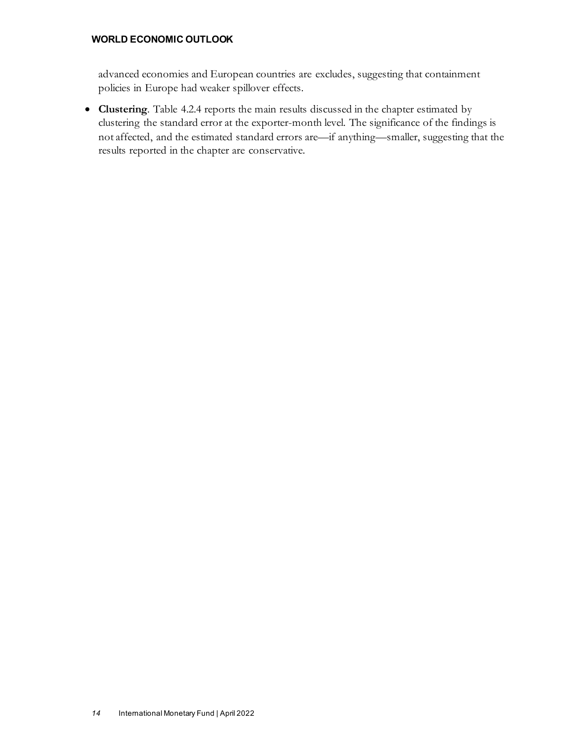advanced economies and European countries are excludes, suggesting that containment policies in Europe had weaker spillover effects.

- **Clustering**. Table 4.2.4 reports the main results discussed in the chapter estimated by clustering the standard error at the exporter-month level. The significance of the findings is not affected, and the estimated standard errors are—if anything—smaller, suggesting that the results reported in the chapter are conservative.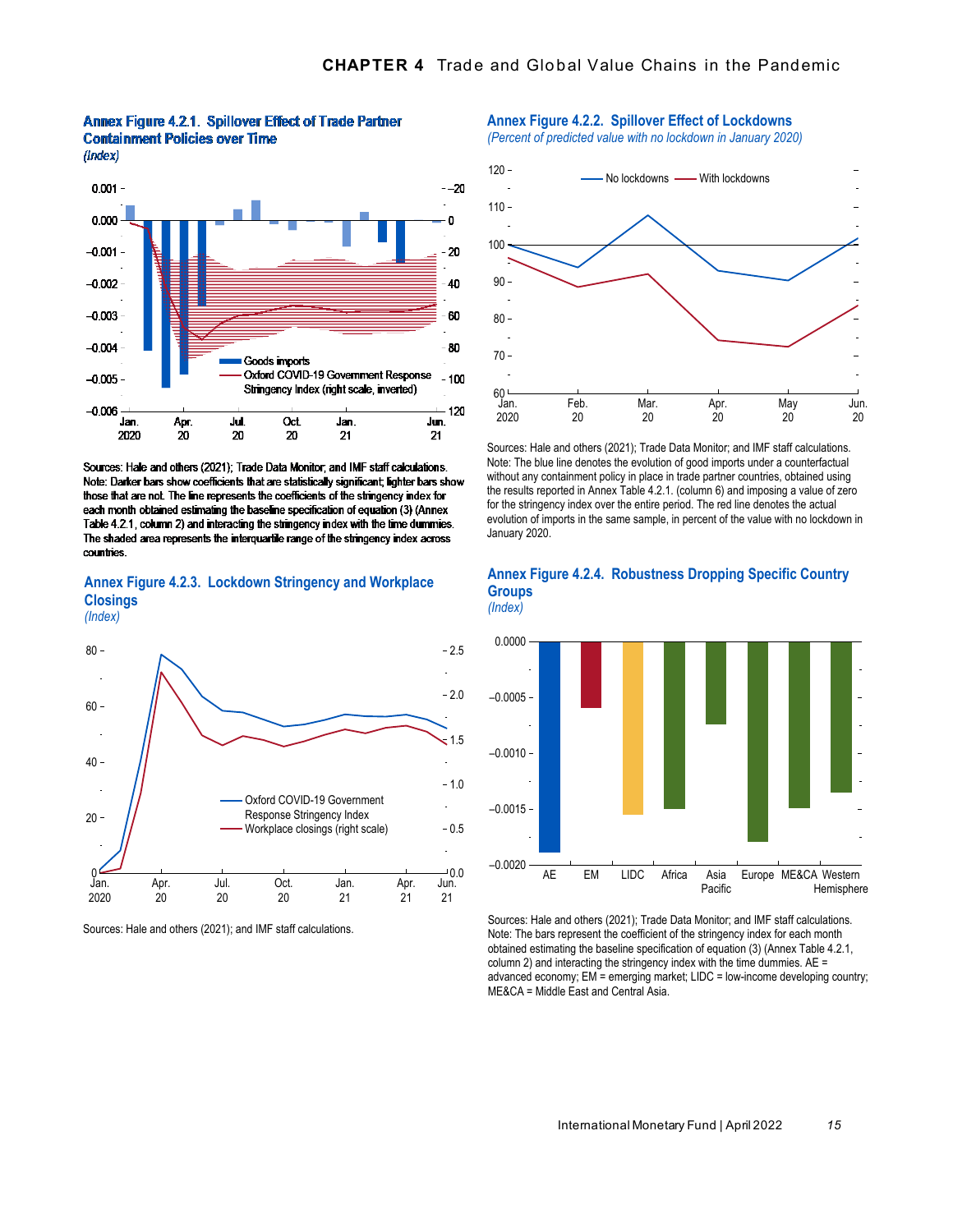### Annex Figure 4.2.1. Spillover Effect of Trade Partner Containment Policies over Time

*(Index)*

Sources: Hale and others (2021); Trade Data Monitor; and IMF staff calculations.
Note: Darker bars show coefficients that are statistically significant; lighter bars show those that are not. The line represents the coefficients of the stringency index for each month obtained estimating the baseline specification of equation (3) (Annex Table 4.2.1, column 2) and interacting the stringency index with the time dummies. The shaded area represents the interquartile range of the stringency index across countries.

### Annex Figure 4.2.2. Spillover Effect of Lockdowns

*(Percent of predicted value with no lockdown in January 2020)*

Sources: Hale and others (2021); Trade Data Monitor; and IMF staff calculations.
Note: The blue line denotes the evolution of good imports under a counterfactual without any containment policy in place in trade partner countries, obtained using the results reported in Annex Table 4.2.1. (column 6) and imposing a value of zero for the stringency index over the entire period. The red line denotes the actual evolution of imports in the same sample, in percent of the value with no lockdown in January 2020.

### Annex Figure 4.2.3. Lockdown Stringency and Workplace Closings

*(Index)*

Sources: Hale and others (2021); and IMF staff calculations.

### Annex Figure 4.2.4. Robustness Dropping Specific Country Groups

*(Index)*

Sources: Hale and others (2021); Trade Data Monitor; and IMF staff calculations.
Note: The bars represent the coefficient of the stringency index for each month obtained estimating the baseline specification of equation (3) (Annex Table 4.2.1, column 2) and interacting the stringency index with the time dummies. AE = advanced economy; EM = emerging market; LIDC = low-income developing country; ME&CA = Middle East and Central Asia.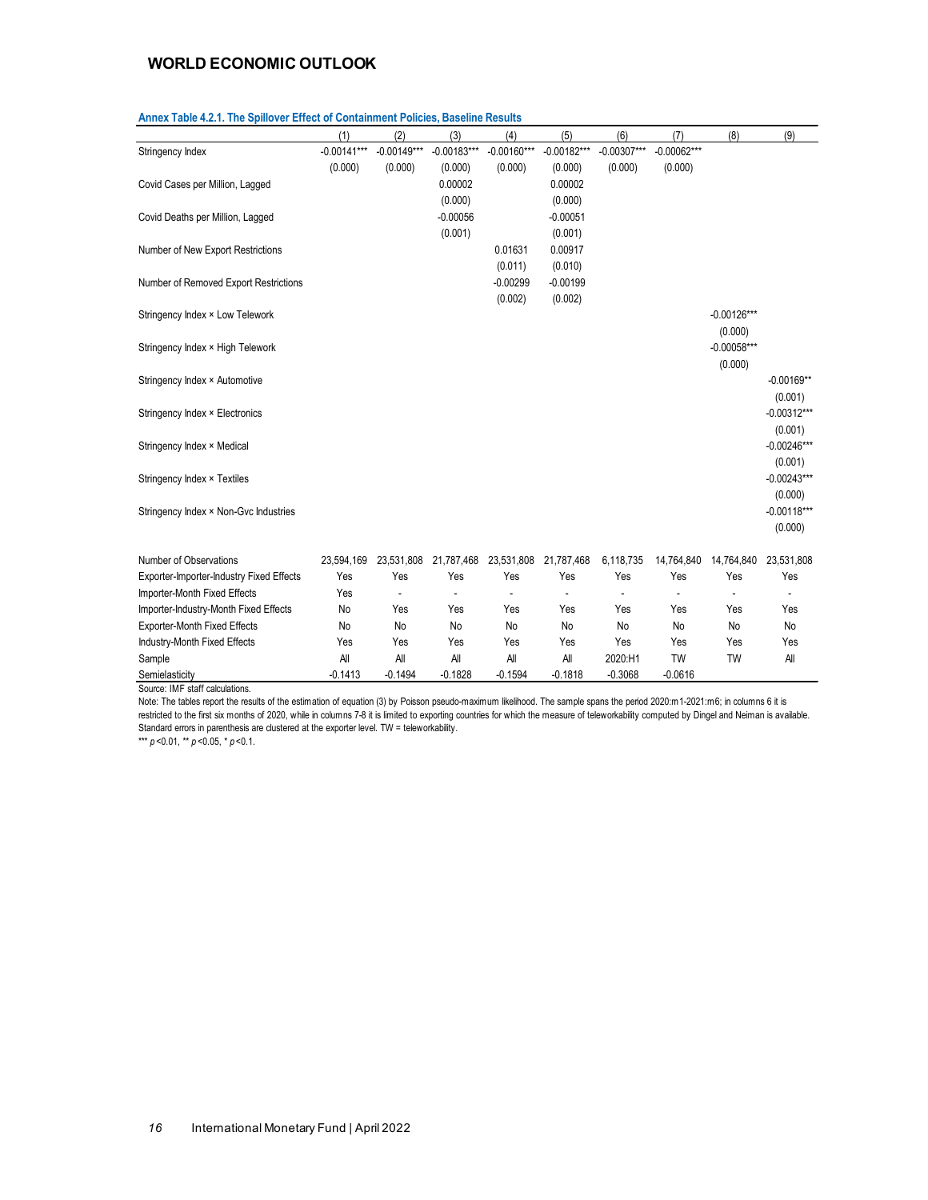**Annex Table 4.2.1. The Spillover Effect of Containment Policies, Baseline Results**

| | (1) | (2) | (3) | (4) | (5) | (6) | (7) | (8) | (9) |
|---|---|---|---|---|---|---|---|---|---|
| Stringency Index | -0.00141*** | -0.00149*** | -0.00183*** | -0.00160*** | -0.00182*** | -0.00307*** | -0.00062*** | | |
| | (0.000) | (0.000) | (0.000) | (0.000) | (0.000) | (0.000) | (0.000) | | |
| Covid Cases per Million, Lagged | | | 0.00002 | | 0.00002 | | | | |
| | | | (0.000) | | (0.000) | | | | |
| Covid Deaths per Million, Lagged | | | -0.00056 | | -0.00051 | | | | |
| | | | (0.001) | | (0.001) | | | | |
| Number of New Export Restrictions | | | | 0.01631 | 0.00917 | | | | |
| | | | | (0.011) | (0.010) | | | | |
| Number of Removed Export Restrictions | | | | -0.00299 | -0.00199 | | | | |
| | | | | (0.002) | (0.002) | | | | |
| Stringency Index × Low Telework | | | | | | | | -0.00126*** | |
| | | | | | | | | (0.000) | |
| Stringency Index × High Telework | | | | | | | | -0.00058*** | |
| | | | | | | | | (0.000) | |
| Stringency Index × Automotive | | | | | | | | | -0.00169** |
| | | | | | | | | | (0.001) |
| Stringency Index × Electronics | | | | | | | | | -0.00312*** |
| | | | | | | | | | (0.001) |
| Stringency Index × Medical | | | | | | | | | -0.00246*** |
| | | | | | | | | | (0.001) |
| Stringency Index × Textiles | | | | | | | | | -0.00243*** |
| | | | | | | | | | (0.000) |
| Stringency Index × Non-Gvc Industries | | | | | | | | | -0.00118*** |
| | | | | | | | | | (0.000) |
| Number of Observations | 23,594,169 | 23,531,808 | 21,787,468 | 23,531,808 | 21,787,468 | 6,118,735 | 14,764,840 | 14,764,840 | 23,531,808 |
| Exporter-Importer-Industry Fixed Effects | Yes | Yes | Yes | Yes | Yes | Yes | Yes | Yes | Yes |
| Importer-Month Fixed Effects | Yes | - | - | - | - | - | - | - | - |
| Importer-Industry-Month Fixed Effects | No | Yes | Yes | Yes | Yes | Yes | Yes | Yes | Yes |
| Exporter-Month Fixed Effects | No | No | No | No | No | No | No | No | No |
| Industry-Month Fixed Effects | Yes | Yes | Yes | Yes | Yes | Yes | Yes | Yes | Yes |
| Sample | All | All | All | All | All | 2020:H1 | TW | TW | All |
| Semielasticity | -0.1413 | -0.1494 | -0.1828 | -0.1594 | -0.1818 | -0.3068 | -0.0616 | | |

Source: IMF staff calculations.

Note: The tables report the results of the estimation of equation (3) by Poisson pseudo-maximum likelihood. The sample spans the period 2020:m1-2021:m6; in columns 6 it is restricted to the first six months of 2020, while in columns 7-8 it is limited to exporting countries for which the measure of teleworkability computed by Dingel and Neiman is available. Standard errors in parenthesis are clustered at the exporter level. TW = teleworkability.

*** $p<0.01$, ** $p<0.05$, * $p<0.1$.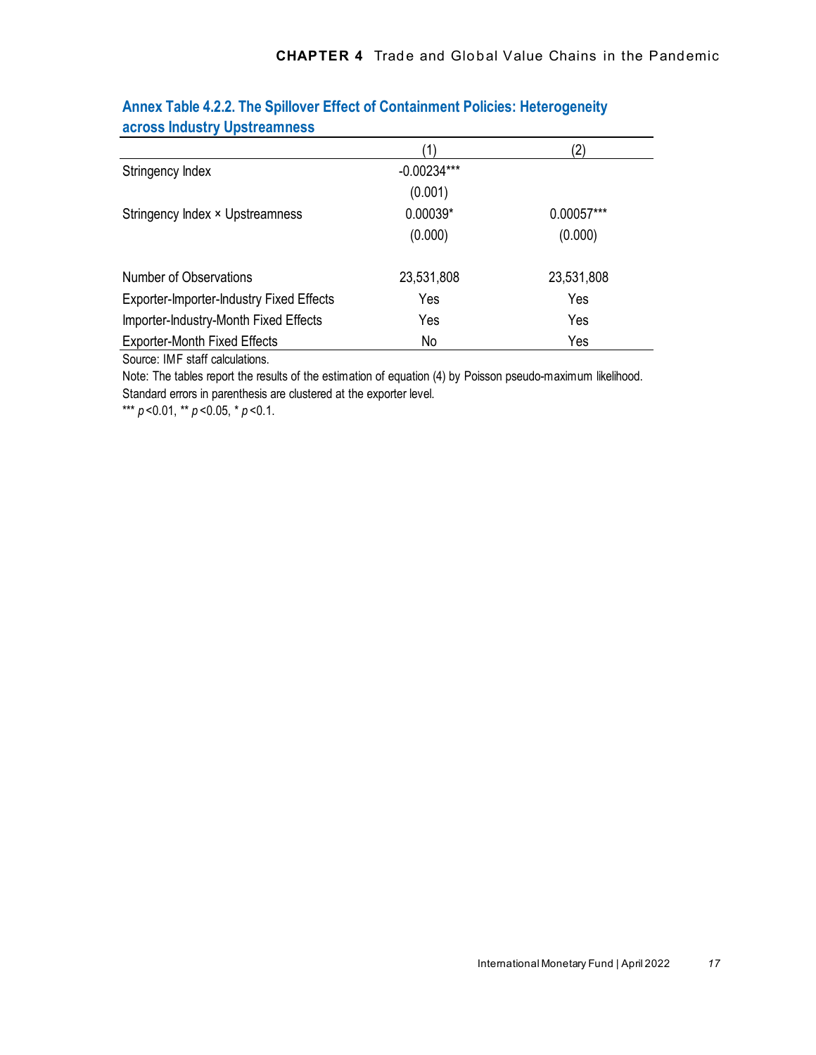**Annex Table 4.2.2. The Spillover Effect of Containment Policies: Heterogeneity across Industry Upstreamness**

| | (1) | (2) |
|---|---|---|
| Stringency Index | -0.00234*** | |
| | (0.001) | |
| Stringency Index × Upstreamness | 0.00039* | 0.00057*** |
| | (0.000) | (0.000) |
| | | |
| Number of Observations | 23,531,808 | 23,531,808 |
| Exporter-Importer-Industry Fixed Effects | Yes | Yes |
| Importer-Industry-Month Fixed Effects | Yes | Yes |
| Exporter-Month Fixed Effects | No | Yes |

Source: IMF staff calculations.

Note: The tables report the results of the estimation of equation (4) by Poisson pseudo-maximum likelihood. Standard errors in parenthesis are clustered at the exporter level.

*** $p<0.01$, ** $p<0.05$, * $p<0.1$.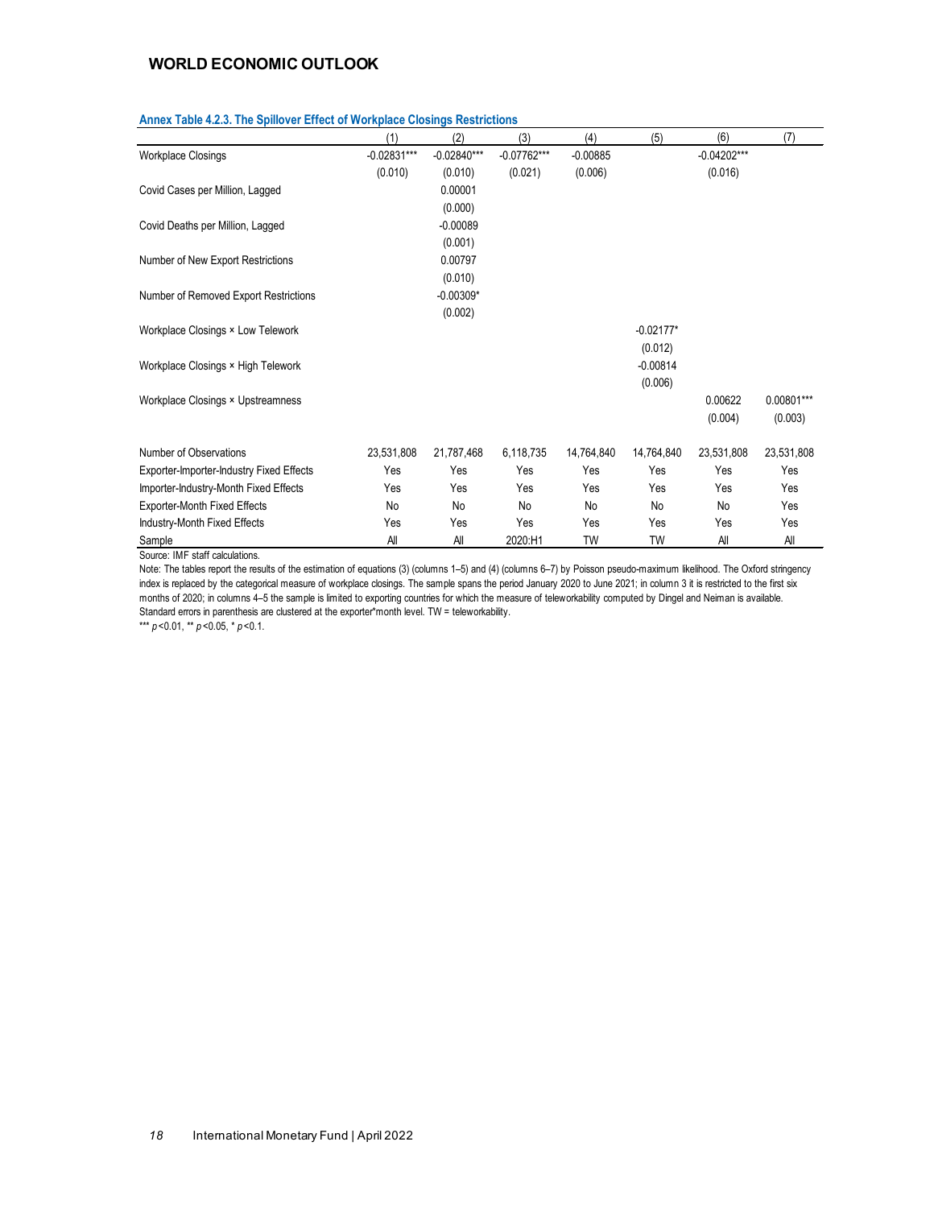**Annex Table 4.2.3. The Spillover Effect of Workplace Closings Restrictions**

| | (1) | (2) | (3) | (4) | (5) | (6) | (7) |
|---|---|---|---|---|---|---|---|
| Workplace Closings | -0.02831*** | -0.02840*** | -0.07762*** | -0.00885 | | -0.04202*** | |
| | (0.010) | (0.010) | (0.021) | (0.006) | | (0.016) | |
| Covid Cases per Million, Lagged | | 0.00001 | | | | | |
| | | (0.000) | | | | | |
| Covid Deaths per Million, Lagged | | -0.00089 | | | | | |
| | | (0.001) | | | | | |
| Number of New Export Restrictions | | 0.00797 | | | | | |
| | | (0.010) | | | | | |
| Number of Removed Export Restrictions | | -0.00309* | | | | | |
| | | (0.002) | | | | | |
| Workplace Closings × Low Telework | | | | | -0.02177* | | |
| | | | | | (0.012) | | |
| Workplace Closings × High Telework | | | | | -0.00814 | | |
| | | | | | (0.006) | | |
| Workplace Closings × Upstreamness | | | | | | 0.00622 | 0.00801*** |
| | | | | | | (0.004) | (0.003) |
| Number of Observations | 23,531,808 | 21,787,468 | 6,118,735 | 14,764,840 | 14,764,840 | 23,531,808 | 23,531,808 |
| Exporter-Importer-Industry Fixed Effects | Yes | Yes | Yes | Yes | Yes | Yes | Yes |
| Importer-Industry-Month Fixed Effects | Yes | Yes | Yes | Yes | Yes | Yes | Yes |
| Exporter-Month Fixed Effects | No | No | No | No | No | No | Yes |
| Industry-Month Fixed Effects | Yes | Yes | Yes | Yes | Yes | Yes | Yes |
| Sample | All | All | 2020:H1 | TW | TW | All | All |

Source: IMF staff calculations.

Note: The tables report the results of the estimation of equations (3) (columns 1–5) and (4) (columns 6–7) by Poisson pseudo-maximum likelihood. The Oxford stringency index is replaced by the categorical measure of workplace closings. The sample spans the period January 2020 to June 2021; in column 3 it is restricted to the first six months of 2020; in columns 4–5 the sample is limited to exporting countries for which the measure of teleworkability computed by Dingel and Neiman is available. Standard errors in parenthesis are clustered at the exporter*month level. TW = teleworkability.

*** $p<0.01$, ** $p<0.05$, * $p<0.1$.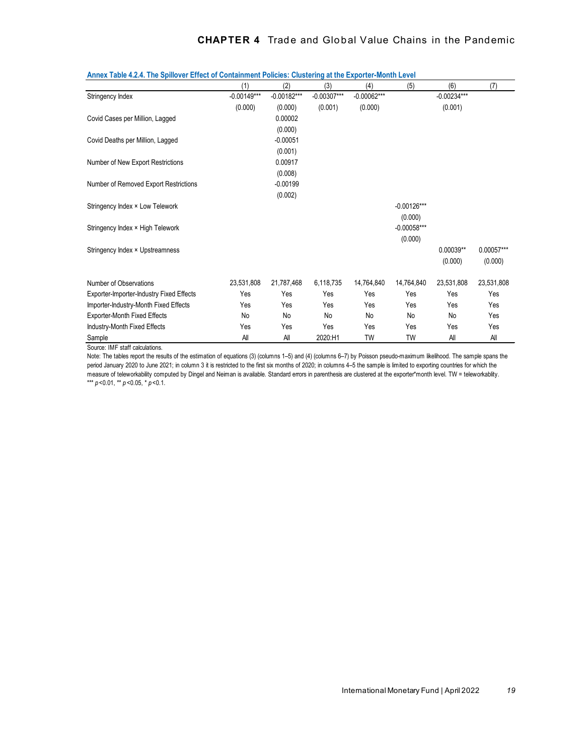**Annex Table 4.2.4. The Spillover Effect of Containment Policies: Clustering at the Exporter-Month Level**

| | (1) | (2) | (3) | (4) | (5) | (6) | (7) |
|---|---|---|---|---|---|---|---|
| Stringency Index | -0.00149*** | -0.00182*** | -0.00307*** | -0.00062*** | | -0.00234*** | |
| | (0.000) | (0.000) | (0.001) | (0.000) | | (0.001) | |
| Covid Cases per Million, Lagged | | 0.00002 | | | | | |
| | | (0.000) | | | | | |
| Covid Deaths per Million, Lagged | | -0.00051 | | | | | |
| | | (0.001) | | | | | |
| Number of New Export Restrictions | | 0.00917 | | | | | |
| | | (0.008) | | | | | |
| Number of Removed Export Restrictions | | -0.00199 | | | | | |
| | | (0.002) | | | | | |
| Stringency Index × Low Telework | | | | | -0.00126*** | | |
| | | | | | (0.000) | | |
| Stringency Index × High Telework | | | | | -0.00058*** | | |
| | | | | | (0.000) | | |
| Stringency Index × Upstreamness | | | | | | 0.00039** | 0.00057*** |
| | | | | | | (0.000) | (0.000) |
| Number of Observations | 23,531,808 | 21,787,468 | 6,118,735 | 14,764,840 | 14,764,840 | 23,531,808 | 23,531,808 |
| Exporter-Importer-Industry Fixed Effects | Yes | Yes | Yes | Yes | Yes | Yes | Yes |
| Importer-Industry-Month Fixed Effects | Yes | Yes | Yes | Yes | Yes | Yes | Yes |
| Exporter-Month Fixed Effects | No | No | No | No | No | No | Yes |
| Industry-Month Fixed Effects | Yes | Yes | Yes | Yes | Yes | Yes | Yes |
| Sample | All | All | 2020:H1 | TW | TW | All | All |

Source: IMF staff calculations.

Note: The tables report the results of the estimation of equations (3) (columns 1–5) and (4) (columns 6–7) by Poisson pseudo-maximum likelihood. The sample spans the period January 2020 to June 2021; in column 3 it is restricted to the first six months of 2020; in columns 4–5 the sample is limited to exporting countries for which the measure of teleworkability computed by Dingel and Neiman is available. Standard errors in parenthesis are clustered at the exporter*month level. TW = teleworkablity.
*** $p<0.01$, ** $p<0.05$, * $p<0.1$.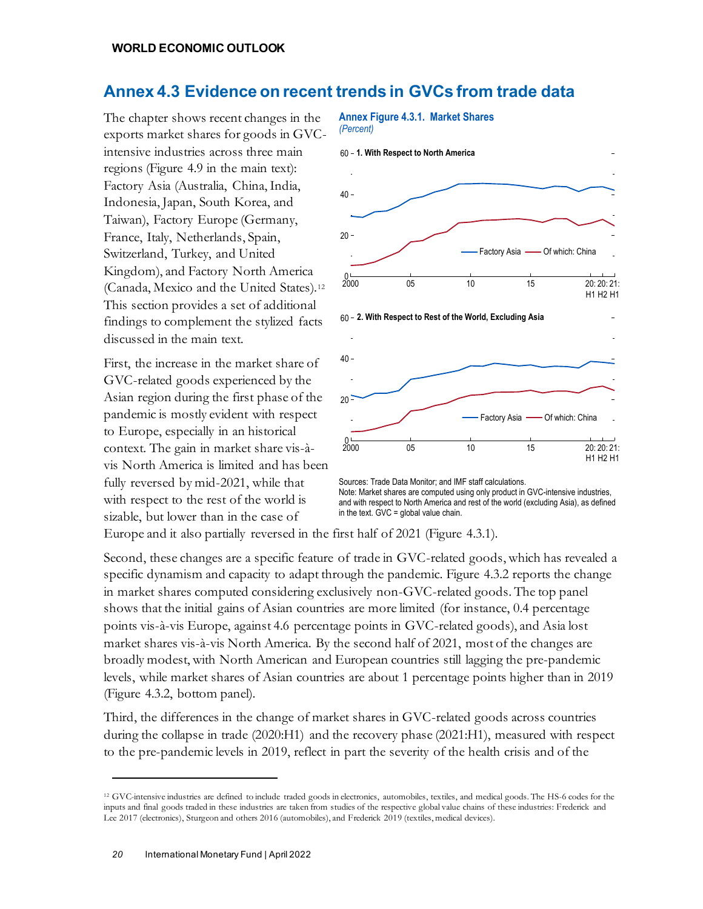## Annex 4.3 Evidence on recent trends in GVCs from trade data

The chapter shows recent changes in the exports market shares for goods in GVC-intensive industries across three main regions (Figure 4.9 in the main text): Factory Asia (Australia, China, India, Indonesia, Japan, South Korea, and Taiwan), Factory Europe (Germany, France, Italy, Netherlands, Spain, Switzerland, Turkey, and United Kingdom), and Factory North America (Canada, Mexico and the United States).[12] This section provides a set of additional findings to complement the stylized facts discussed in the main text.

First, the increase in the market share of GVC-related goods experienced by the Asian region during the first phase of the pandemic is mostly evident with respect to Europe, especially in an historical context. The gain in market share vis-à-vis North America is limited and has been fully reversed by mid-2021, while that with respect to the rest of the world is sizable, but lower than in the case of Europe and it also partially reversed in the first half of 2021 (Figure 4.3.1).

**Annex Figure 4.3.1. Market Shares**
*(Percent)*

Sources: Trade Data Monitor; and IMF staff calculations.
Note: Market shares are computed using only product in GVC-intensive industries, and with respect to North America and rest of the world (excluding Asia), as defined in the text. GVC = global value chain.

Second, these changes are a specific feature of trade in GVC-related goods, which has revealed a specific dynamism and capacity to adapt through the pandemic. Figure 4.3.2 reports the change in market shares computed considering exclusively non-GVC-related goods. The top panel shows that the initial gains of Asian countries are more limited (for instance, 0.4 percentage points vis-à-vis Europe, against 4.6 percentage points in GVC-related goods), and Asia lost market shares vis-à-vis North America. By the second half of 2021, most of the changes are broadly modest, with North American and European countries still lagging the pre-pandemic levels, while market shares of Asian countries are about 1 percentage points higher than in 2019 (Figure 4.3.2, bottom panel).

Third, the differences in the change of market shares in GVC-related goods across countries during the collapse in trade (2020:H1) and the recovery phase (2021:H1), measured with respect to the pre-pandemic levels in 2019, reflect in part the severity of the health crisis and of the

---

[12] GVC-intensive industries are defined to include traded goods in electronics, automobiles, textiles, and medical goods. The HS-6 codes for the inputs and final goods traded in these industries are taken from studies of the respective global value chains of these industries: Frederick and Lee 2017 (electronics), Sturgeon and others 2016 (automobiles), and Frederick 2019 (textiles, medical devices).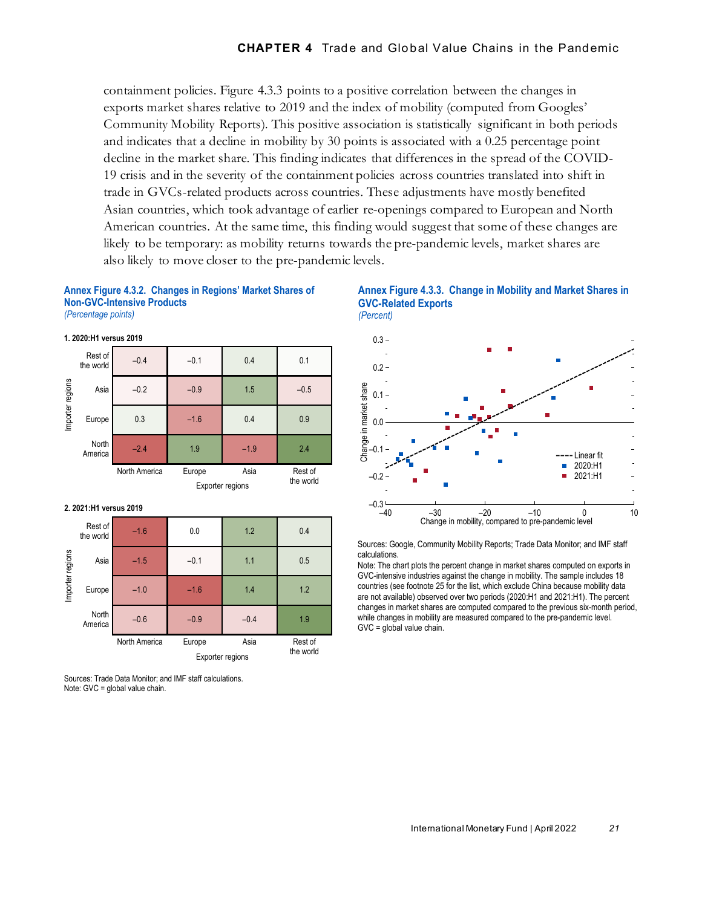containment policies. Figure 4.3.3 points to a positive correlation between the changes in exports market shares relative to 2019 and the index of mobility (computed from Googles' Community Mobility Reports). This positive association is statistically significant in both periods and indicates that a decline in mobility by 30 points is associated with a 0.25 percentage point decline in the market share. This finding indicates that differences in the spread of the COVID-19 crisis and in the severity of the containment policies across countries translated into shift in trade in GVCs-related products across countries. These adjustments have mostly benefited Asian countries, which took advantage of earlier re-openings compared to European and North American countries. At the same time, this finding would suggest that some of these changes are likely to be temporary: as mobility returns towards the pre-pandemic levels, market shares are also likely to move closer to the pre-pandemic levels.

**Annex Figure 4.3.2. Changes in Regions' Market Shares of Non-GVC-Intensive Products**
*(Percentage points)*

**1. 2020:H1 versus 2019**

| Importer regions \ Exporter regions | North America | Europe | Asia | Rest of the world |
|---|---|---|---|---|
| Rest of the world | –0.4 | –0.1 | 0.4 | 0.1 |
| Asia | –0.2 | –0.9 | 1.5 | –0.5 |
| Europe | 0.3 | –1.6 | 0.4 | 0.9 |
| North America | –2.4 | 1.9 | –1.9 | 2.4 |

**2. 2021:H1 versus 2019**

| Importer regions \ Exporter regions | North America | Europe | Asia | Rest of the world |
|---|---|---|---|---|
| Rest of the world | –1.6 | 0.0 | 1.2 | 0.4 |
| Asia | –1.5 | –0.1 | 1.1 | 0.5 |
| Europe | –1.0 | –1.6 | 1.4 | 1.2 |
| North America | –0.6 | –0.9 | –0.4 | 1.9 |

Sources: Trade Data Monitor; and IMF staff calculations.
Note: GVC = global value chain.

**Annex Figure 4.3.3. Change in Mobility and Market Shares in GVC-Related Exports**
*(Percent)*

Sources: Google, Community Mobility Reports; Trade Data Monitor; and IMF staff calculations.
Note: The chart plots the percent change in market shares computed on exports in GVC-intensive industries against the change in mobility. The sample includes 18 countries (see footnote 25 for the list, which exclude China because mobility data are not available) observed over two periods (2020:H1 and 2021:H1). The percent changes in market shares are computed compared to the previous six-month period, while changes in mobility are measured compared to the pre-pandemic level.
GVC = global value chain.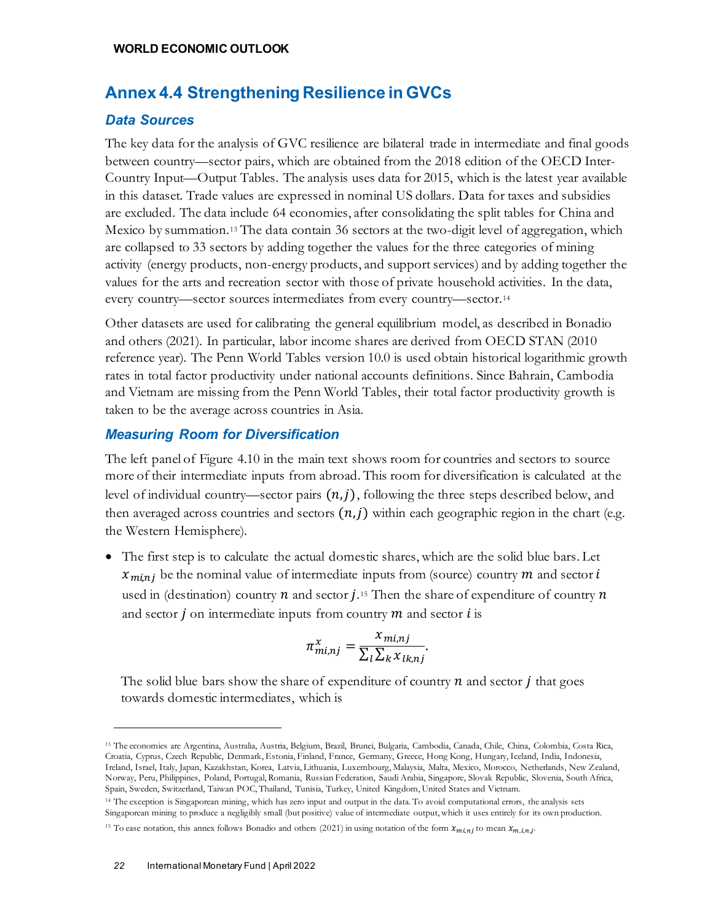## Annex 4.4 Strengthening Resilience in GVCs

### Data Sources

The key data for the analysis of GVC resilience are bilateral trade in intermediate and final goods between country—sector pairs, which are obtained from the 2018 edition of the OECD Inter-Country Input—Output Tables. The analysis uses data for 2015, which is the latest year available in this dataset. Trade values are expressed in nominal US dollars. Data for taxes and subsidies are excluded. The data include 64 economies, after consolidating the split tables for China and Mexico by summation.[13] The data contain 36 sectors at the two-digit level of aggregation, which are collapsed to 33 sectors by adding together the values for the three categories of mining activity (energy products, non-energy products, and support services) and by adding together the values for the arts and recreation sector with those of private household activities. In the data, every country—sector sources intermediates from every country—sector.[14]

Other datasets are used for calibrating the general equilibrium model, as described in Bonadio and others (2021). In particular, labor income shares are derived from OECD STAN (2010 reference year). The Penn World Tables version 10.0 is used obtain historical logarithmic growth rates in total factor productivity under national accounts definitions. Since Bahrain, Cambodia and Vietnam are missing from the Penn World Tables, their total factor productivity growth is taken to be the average across countries in Asia.

### Measuring Room for Diversification

The left panel of Figure 4.10 in the main text shows room for countries and sectors to source more of their intermediate inputs from abroad. This room for diversification is calculated at the level of individual country—sector pairs $(n, j)$, following the three steps described below, and then averaged across countries and sectors $(n, j)$ within each geographic region in the chart (e.g. the Western Hemisphere).

- The first step is to calculate the actual domestic shares, which are the solid blue bars. Let $x_{mi,nj}$ be the nominal value of intermediate inputs from (source) country $m$ and sector $i$ used in (destination) country $n$ and sector $j$.[15] Then the share of expenditure of country $n$ and sector $j$ on intermediate inputs from country $m$ and sector $i$ is

$$\pi^x_{mi,nj} = \frac{x_{mi,nj}}{\sum_l \sum_k x_{lk,nj}}.$$

  The solid blue bars show the share of expenditure of country $n$ and sector $j$ that goes towards domestic intermediates, which is

[13] The economies are Argentina, Australia, Austria, Belgium, Brazil, Brunei, Bulgaria, Cambodia, Canada, Chile, China, Colombia, Costa Rica, Croatia, Cyprus, Czech Republic, Denmark, Estonia, Finland, France, Germany, Greece, Hong Kong, Hungary, Iceland, India, Indonesia, Ireland, Israel, Italy, Japan, Kazakhstan, Korea, Latvia, Lithuania, Luxembourg, Malaysia, Malta, Mexico, Morocco, Netherlands, New Zealand, Norway, Peru, Philippines, Poland, Portugal, Romania, Russian Federation, Saudi Arabia, Singapore, Slovak Republic, Slovenia, South Africa, Spain, Sweden, Switzerland, Taiwan POC, Thailand, Tunisia, Turkey, United Kingdom, United States and Vietnam.

[14] The exception is Singaporean mining, which has zero input and output in the data. To avoid computational errors, the analysis sets Singaporean mining to produce a negligibly small (but positive) value of intermediate output, which it uses entirely for its own production.

[15] To ease notation, this annex follows Bonadio and others (2021) in using notation of the form $x_{mi,nj}$ to mean $x_{m,i,n,j}$.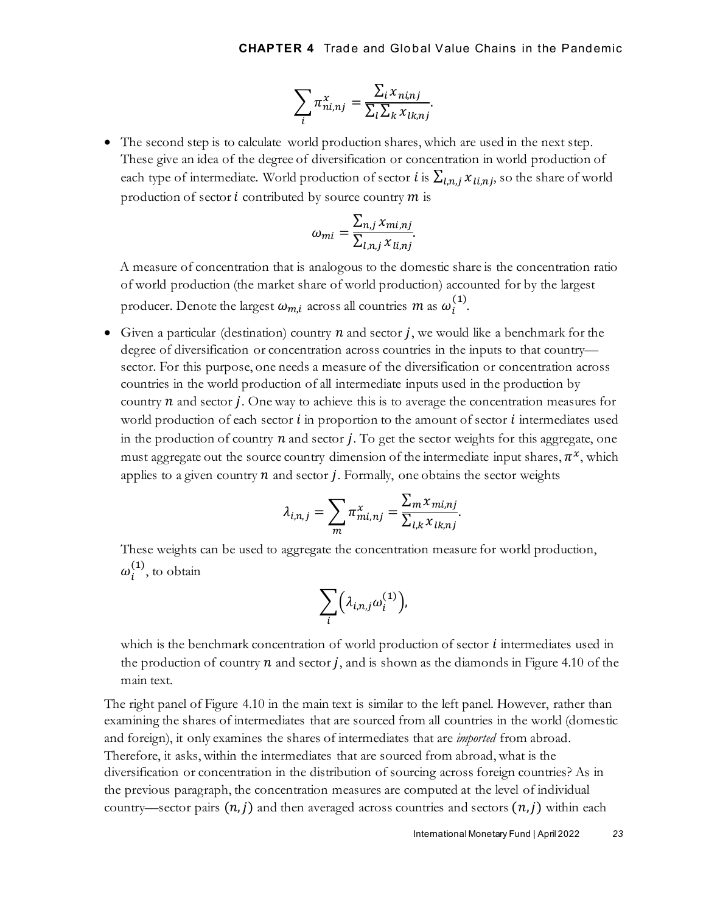$$\sum_i \pi^x_{ni,nj} = \frac{\sum_i x_{ni,nj}}{\sum_l \sum_k x_{lk,nj}}.$$

- The second step is to calculate world production shares, which are used in the next step. These give an idea of the degree of diversification or concentration in world production of each type of intermediate. World production of sector $i$ is $\sum_{l,n,j} x_{li,nj}$, so the share of world production of sector $i$ contributed by source country $m$ is

$$\omega_{mi} = \frac{\sum_{n,j} x_{mi,nj}}{\sum_{l,n,j} x_{li,nj}}.$$

  A measure of concentration that is analogous to the domestic share is the concentration ratio of world production (the market share of world production) accounted for by the largest producer. Denote the largest $\omega_{m,i}$ across all countries $m$ as $\omega_i^{(1)}$.

- Given a particular (destination) country $n$ and sector $j$, we would like a benchmark for the degree of diversification or concentration across countries in the inputs to that country—sector. For this purpose, one needs a measure of the diversification or concentration across countries in the world production of all intermediate inputs used in the production by country $n$ and sector $j$. One way to achieve this is to average the concentration measures for world production of each sector $i$ in proportion to the amount of sector $i$ intermediates used in the production of country $n$ and sector $j$. To get the sector weights for this aggregate, one must aggregate out the source country dimension of the intermediate input shares, $\pi^x$, which applies to a given country $n$ and sector $j$. Formally, one obtains the sector weights

$$\lambda_{i,n,j} = \sum_m \pi^x_{mi,nj} = \frac{\sum_m x_{mi,nj}}{\sum_{l,k} x_{lk,nj}}.$$

  These weights can be used to aggregate the concentration measure for world production, $\omega_i^{(1)}$, to obtain

$$\sum_i \left(\lambda_{i,n,j} \omega_i^{(1)}\right),$$

  which is the benchmark concentration of world production of sector $i$ intermediates used in the production of country $n$ and sector $j$, and is shown as the diamonds in Figure 4.10 of the main text.

The right panel of Figure 4.10 in the main text is similar to the left panel. However, rather than examining the shares of intermediates that are sourced from all countries in the world (domestic and foreign), it only examines the shares of intermediates that are *imported* from abroad. Therefore, it asks, within the intermediates that are sourced from abroad, what is the diversification or concentration in the distribution of sourcing across foreign countries? As in the previous paragraph, the concentration measures are computed at the level of individual country—sector pairs $(n, j)$ and then averaged across countries and sectors $(n, j)$ within each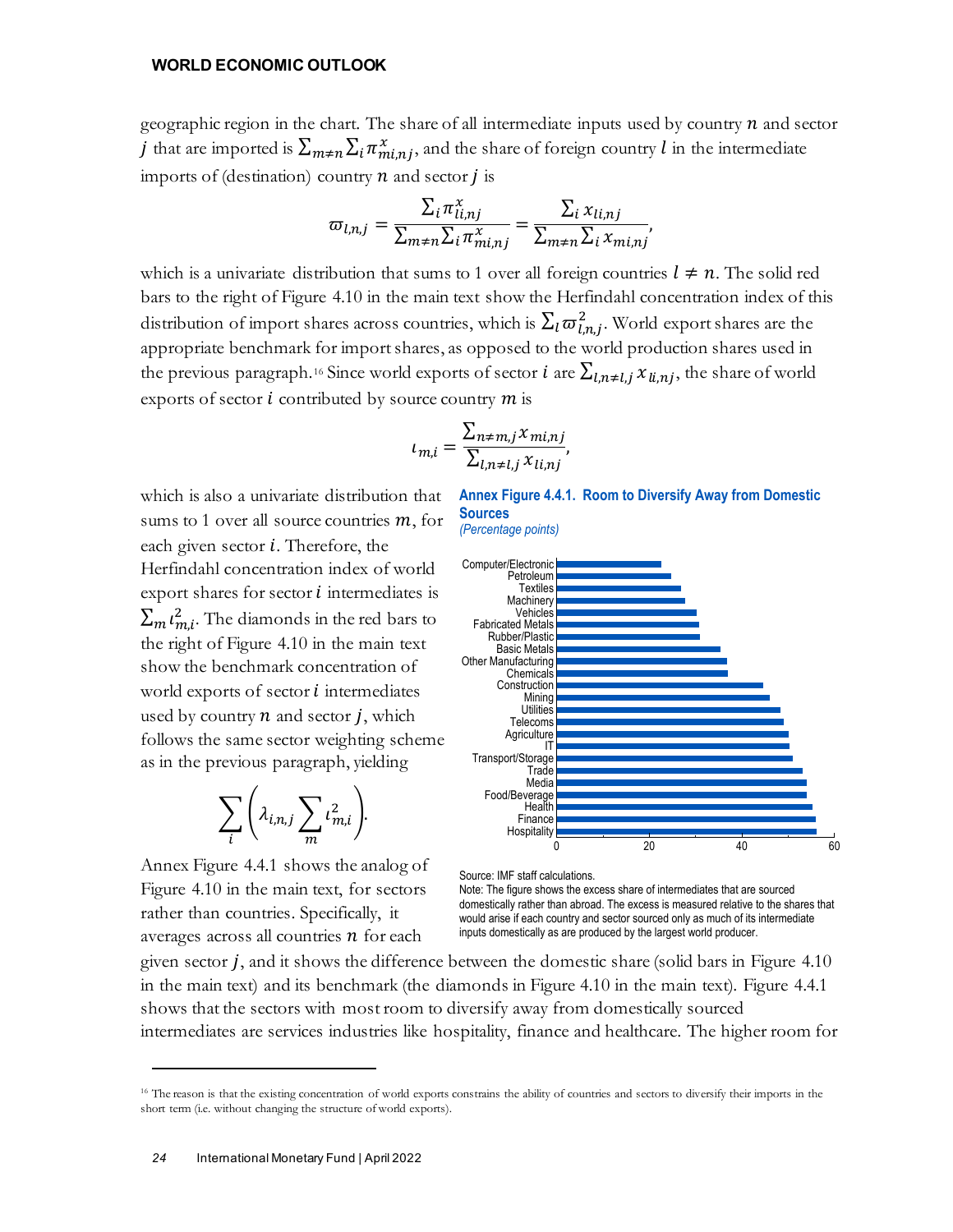geographic region in the chart. The share of all intermediate inputs used by country $n$ and sector $j$ that are imported is $\sum_{m \neq n} \sum_i \pi^x_{mi,nj}$, and the share of foreign country $l$ in the intermediate imports of (destination) country $n$ and sector $j$ is

$$\varpi_{l,n,j} = \frac{\sum_i \pi^x_{li,nj}}{\sum_{m \neq n} \sum_i \pi^x_{mi,nj}} = \frac{\sum_i x_{li,nj}}{\sum_{m \neq n} \sum_i x_{mi,nj}},$$

which is a univariate distribution that sums to 1 over all foreign countries $l \neq n$. The solid red bars to the right of Figure 4.10 in the main text show the Herfindahl concentration index of this distribution of import shares across countries, which is $\sum_l \varpi^2_{l,n,j}$. World export shares are the appropriate benchmark for import shares, as opposed to the world production shares used in the previous paragraph.[16] Since world exports of sector $i$ are $\sum_{l,n \neq l,j} x_{li,nj}$, the share of world exports of sector $i$ contributed by source country $m$ is

$$\iota_{m,i} = \frac{\sum_{n \neq m,j} x_{mi,nj}}{\sum_{l,n \neq l,j} x_{li,nj}},$$

which is also a univariate distribution that sums to 1 over all source countries $m$, for each given sector $i$. Therefore, the Herfindahl concentration index of world export shares for sector $i$ intermediates is $\sum_m \iota^2_{m,i}$. The diamonds in the red bars to the right of Figure 4.10 in the main text show the benchmark concentration of world exports of sector $i$ intermediates used by country $n$ and sector $j$, which follows the same sector weighting scheme as in the previous paragraph, yielding

$$\sum_i \left( \lambda_{i,n,j} \sum_m \iota^2_{m,i} \right).$$

Annex Figure 4.4.1 shows the analog of Figure 4.10 in the main text, for sectors rather than countries. Specifically, it averages across all countries $n$ for each given sector $j$, and it shows the difference between the domestic share (solid bars in Figure 4.10 in the main text) and its benchmark (the diamonds in Figure 4.10 in the main text). Figure 4.4.1 shows that the sectors with most room to diversify away from domestically sourced intermediates are services industries like hospitality, finance and healthcare. The higher room for

**Annex Figure 4.4.1. Room to Diversify Away from Domestic Sources**
*(Percentage points)*

| Sector | Value (approx.) |
|---|---|
| Computer/Electronic | 22 |
| Petroleum | 25 |
| Textiles | 27 |
| Machinery | 28 |
| Vehicles | 30 |
| Fabricated Metals | 31 |
| Rubber/Plastic | 31 |
| Basic Metals | 35 |
| Other Manufacturing | 37 |
| Chemicals | 37 |
| Construction | 44 |
| Mining | 46 |
| Utilities | 48 |
| Telecoms | 49 |
| Agriculture | 50 |
| IT | 50 |
| Transport/Storage | 51 |
| Trade | 53 |
| Media | 54 |
| Food/Beverage | 54 |
| Health | 55 |
| Finance | 56 |
| Hospitality | 56 |

Source: IMF staff calculations.
Note: The figure shows the excess share of intermediates that are sourced domestically rather than abroad. The excess is measured relative to the shares that would arise if each country and sector sourced only as much of its intermediate inputs domestically as are produced by the largest world producer.

[16] The reason is that the existing concentration of world exports constrains the ability of countries and sectors to diversify their imports in the short term (i.e. without changing the structure of world exports).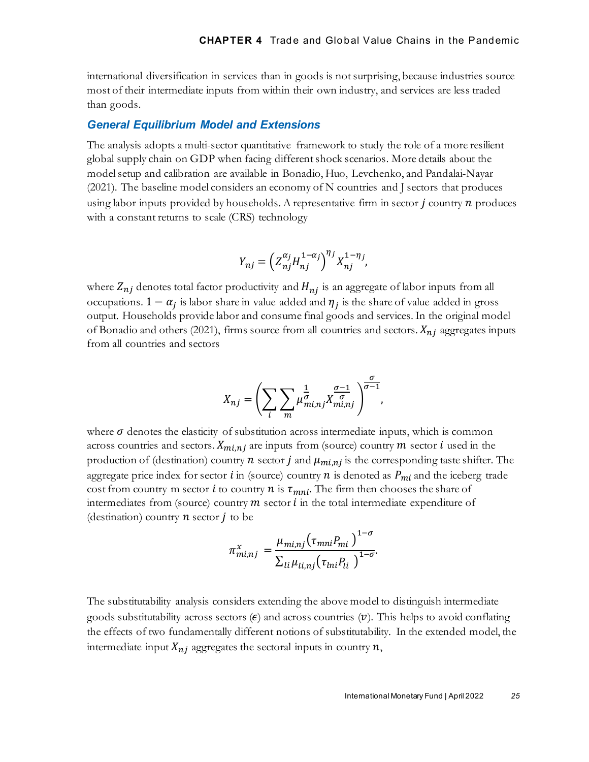international diversification in services than in goods is not surprising, because industries source most of their intermediate inputs from within their own industry, and services are less traded than goods.

### *General Equilibrium Model and Extensions*

The analysis adopts a multi-sector quantitative framework to study the role of a more resilient global supply chain on GDP when facing different shock scenarios. More details about the model setup and calibration are available in Bonadio, Huo, Levchenko, and Pandalai-Nayar (2021). The baseline model considers an economy of N countries and J sectors that produces using labor inputs provided by households. A representative firm in sector $j$ country $n$ produces with a constant returns to scale (CRS) technology

$$Y_{nj} = \left(Z_{nj}^{\alpha_j} H_{nj}^{1-\alpha_j}\right)^{\eta_j} X_{nj}^{1-\eta_j},$$

where $Z_{nj}$ denotes total factor productivity and $H_{nj}$ is an aggregate of labor inputs from all occupations. $1 - \alpha_j$ is labor share in value added and $\eta_j$ is the share of value added in gross output. Households provide labor and consume final goods and services. In the original model of Bonadio and others (2021), firms source from all countries and sectors. $X_{nj}$ aggregates inputs from all countries and sectors

$$X_{nj} = \left(\sum_i \sum_m \mu_{mi,nj}^{\frac{1}{\sigma}} X_{mi,nj}^{\frac{\sigma-1}{\sigma}}\right)^{\frac{\sigma}{\sigma-1}},$$

where $\sigma$ denotes the elasticity of substitution across intermediate inputs, which is common across countries and sectors. $X_{mi,nj}$ are inputs from (source) country $m$ sector $i$ used in the production of (destination) country $n$ sector $j$ and $\mu_{mi,nj}$ is the corresponding taste shifter. The aggregate price index for sector $i$ in (source) country $n$ is denoted as $P_{mi}$ and the iceberg trade cost from country m sector $i$ to country $n$ is $\tau_{mni}$. The firm then chooses the share of intermediates from (source) country $m$ sector $i$ in the total intermediate expenditure of (destination) country $n$ sector $j$ to be

$$\pi_{mi,nj}^{x} = \frac{\mu_{mi,nj}\left(\tau_{mni} P_{mi}\right)^{1-\sigma}}{\sum_{li} \mu_{li,nj}\left(\tau_{lni} P_{li}\right)^{1-\sigma}}.$$

The substitutability analysis considers extending the above model to distinguish intermediate goods substitutability across sectors ($\epsilon$) and across countries ($v$). This helps to avoid conflating the effects of two fundamentally different notions of substitutability. In the extended model, the intermediate input $X_{nj}$ aggregates the sectoral inputs in country $n$,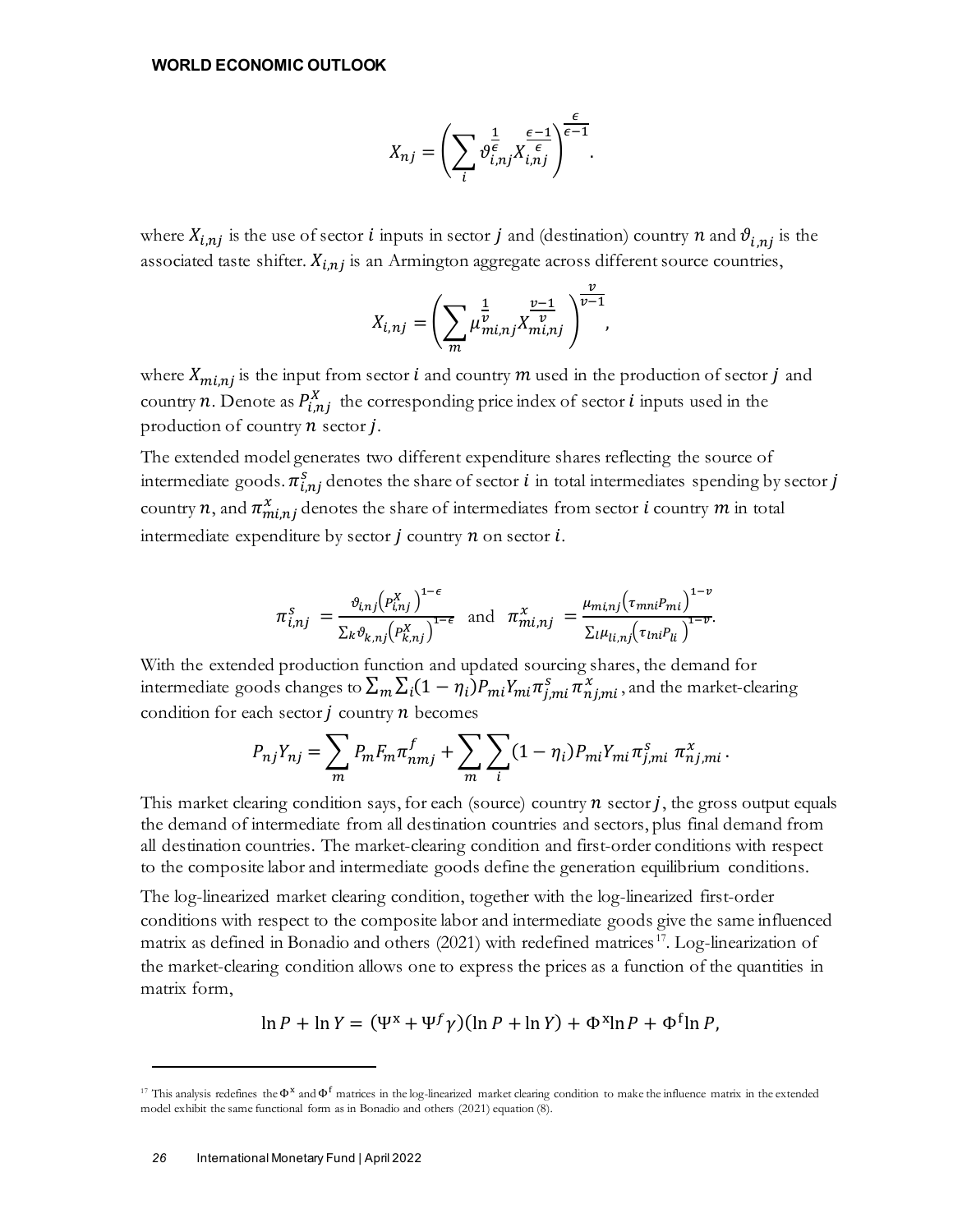$$X_{nj} = \left( \sum_i \vartheta_{i,nj}^{\frac{1}{\epsilon}} X_{i,nj}^{\frac{\epsilon-1}{\epsilon}} \right)^{\frac{\epsilon}{\epsilon-1}}.$$

where $X_{i,nj}$ is the use of sector $i$ inputs in sector $j$ and (destination) country $n$ and $\vartheta_{i,nj}$ is the associated taste shifter. $X_{i,nj}$ is an Armington aggregate across different source countries,

$$X_{i,nj} = \left( \sum_m \mu_{mi,nj}^{\frac{1}{v}} X_{mi,nj}^{\frac{v-1}{v}} \right)^{\frac{v}{v-1}},$$

where $X_{mi,nj}$ is the input from sector $i$ and country $m$ used in the production of sector $j$ and country $n$. Denote as $P_{i,nj}^{X}$ the corresponding price index of sector $i$ inputs used in the production of country $n$ sector $j$.

The extended model generates two different expenditure shares reflecting the source of intermediate goods. $\pi_{i,nj}^{s}$ denotes the share of sector $i$ in total intermediates spending by sector $j$ country $n$, and $\pi_{mi,nj}^{x}$ denotes the share of intermediates from sector $i$ country $m$ in total intermediate expenditure by sector $j$ country $n$ on sector $i$.

$$\pi_{i,nj}^{s} = \frac{\vartheta_{i,nj}\left(P_{i,nj}^{X}\right)^{1-\epsilon}}{\sum_k \vartheta_{k,nj}\left(P_{k,nj}^{X}\right)^{1-\epsilon}} \quad \text{and} \quad \pi_{mi,nj}^{x} = \frac{\mu_{mi,nj}\left(\tau_{mni}P_{mi}\right)^{1-v}}{\sum_l \mu_{li,nj}\left(\tau_{lni}P_{li}\right)^{1-v}}.$$

With the extended production function and updated sourcing shares, the demand for intermediate goods changes to $\sum_m \sum_i (1-\eta_i) P_{mi} Y_{mi} \pi_{j,mi}^{s} \pi_{nj,mi}^{x}$, and the market-clearing condition for each sector $j$ country $n$ becomes

$$P_{nj}Y_{nj} = \sum_m P_m F_m \pi_{nmj}^{f} + \sum_m \sum_i (1-\eta_i) P_{mi} Y_{mi} \pi_{j,mi}^{s} \; \pi_{nj,mi}^{x}.$$

This market clearing condition says, for each (source) country $n$ sector $j$, the gross output equals the demand of intermediate from all destination countries and sectors, plus final demand from all destination countries. The market-clearing condition and first-order conditions with respect to the composite labor and intermediate goods define the generation equilibrium conditions.

The log-linearized market clearing condition, together with the log-linearized first-order conditions with respect to the composite labor and intermediate goods give the same influenced matrix as defined in Bonadio and others (2021) with redefined matrices[17]. Log-linearization of the market-clearing condition allows one to express the prices as a function of the quantities in matrix form,

$$\ln P + \ln Y = (\Psi^{x} + \Psi^{f}\gamma)(\ln P + \ln Y) + \Phi^{x} \ln P + \Phi^{f} \ln P,$$

[17] This analysis redefines the $\Phi^{x}$ and $\Phi^{f}$ matrices in the log-linearized market clearing condition to make the influence matrix in the extended model exhibit the same functional form as in Bonadio and others (2021) equation (8).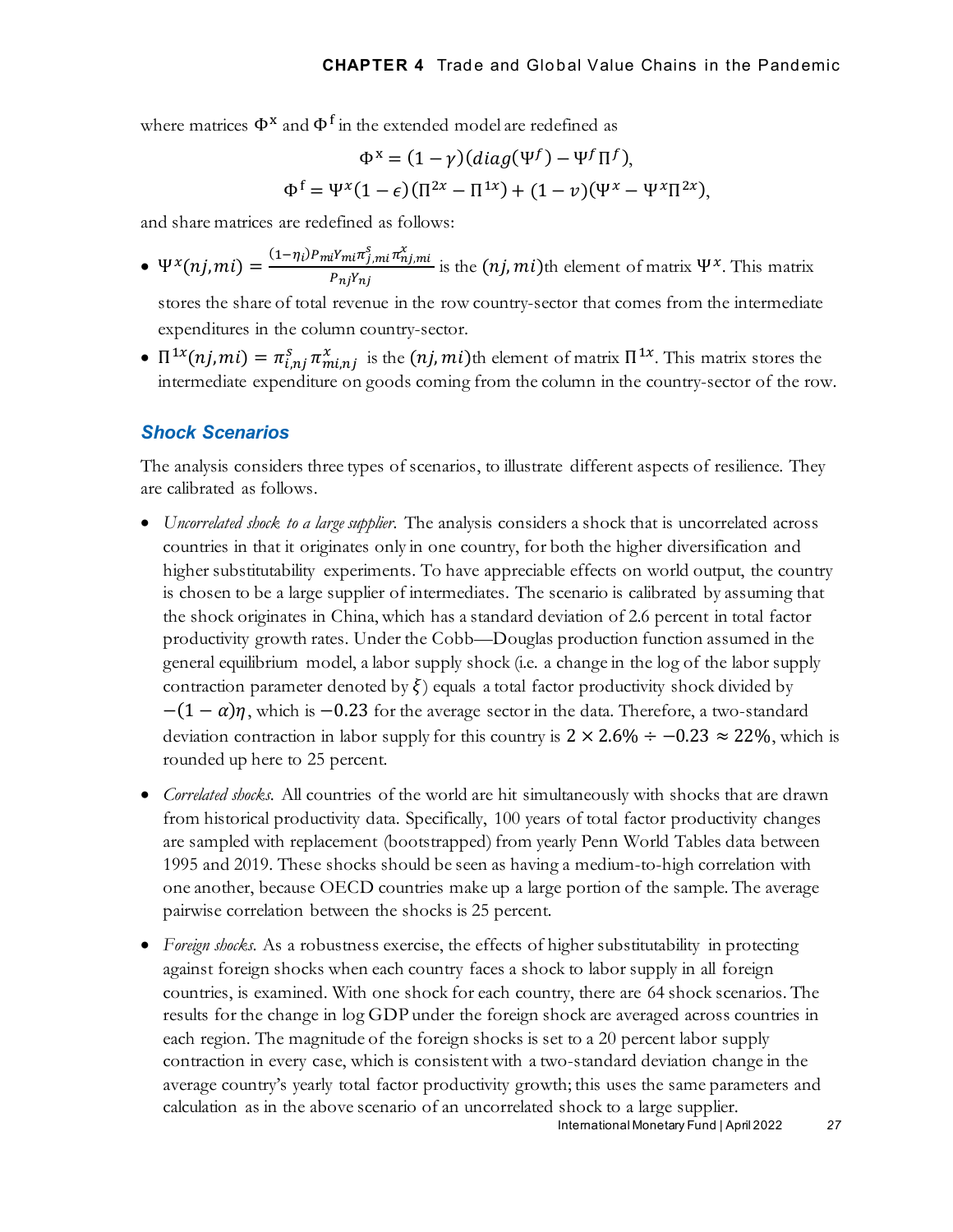where matrices $\Phi^{\mathrm{x}}$ and $\Phi^{\mathrm{f}}$ in the extended model are redefined as

$$\Phi^{\mathrm{x}} = (1-\gamma)(diag(\Psi^f) - \Psi^f \Pi^f),$$

$$\Phi^{\mathrm{f}} = \Psi^x(1-\epsilon)(\Pi^{2x} - \Pi^{1x}) + (1-v)(\Psi^x - \Psi^x \Pi^{2x}),$$

and share matrices are redefined as follows:

- $\Psi^x(nj, mi) = \frac{(1-\eta_i)P_{mi}Y_{mi}\pi^s_{j,mi}\pi^x_{nj,mi}}{P_{nj}Y_{nj}}$ is the $(nj, mi)$th element of matrix $\Psi^x$. This matrix stores the share of total revenue in the row country-sector that comes from the intermediate expenditures in the column country-sector.
- $\Pi^{1x}(nj, mi) = \pi^s_{i,nj}\pi^x_{mi,nj}$ is the $(nj, mi)$th element of matrix $\Pi^{1x}$. This matrix stores the intermediate expenditure on goods coming from the column in the country-sector of the row.

### Shock Scenarios

The analysis considers three types of scenarios, to illustrate different aspects of resilience. They are calibrated as follows.

- *Uncorrelated shock to a large supplier*. The analysis considers a shock that is uncorrelated across countries in that it originates only in one country, for both the higher diversification and higher substitutability experiments. To have appreciable effects on world output, the country is chosen to be a large supplier of intermediates. The scenario is calibrated by assuming that the shock originates in China, which has a standard deviation of 2.6 percent in total factor productivity growth rates. Under the Cobb—Douglas production function assumed in the general equilibrium model, a labor supply shock (i.e. a change in the log of the labor supply contraction parameter denoted by $\xi$) equals a total factor productivity shock divided by $-(1-\alpha)\eta$, which is $-0.23$ for the average sector in the data. Therefore, a two-standard deviation contraction in labor supply for this country is $2 \times 2.6\% \div -0.23 \approx 22\%$, which is rounded up here to 25 percent.
- *Correlated shocks*. All countries of the world are hit simultaneously with shocks that are drawn from historical productivity data. Specifically, 100 years of total factor productivity changes are sampled with replacement (bootstrapped) from yearly Penn World Tables data between 1995 and 2019. These shocks should be seen as having a medium-to-high correlation with one another, because OECD countries make up a large portion of the sample. The average pairwise correlation between the shocks is 25 percent.
- *Foreign shocks*. As a robustness exercise, the effects of higher substitutability in protecting against foreign shocks when each country faces a shock to labor supply in all foreign countries, is examined. With one shock for each country, there are 64 shock scenarios. The results for the change in log GDP under the foreign shock are averaged across countries in each region. The magnitude of the foreign shocks is set to a 20 percent labor supply contraction in every case, which is consistent with a two-standard deviation change in the average country's yearly total factor productivity growth; this uses the same parameters and calculation as in the above scenario of an uncorrelated shock to a large supplier.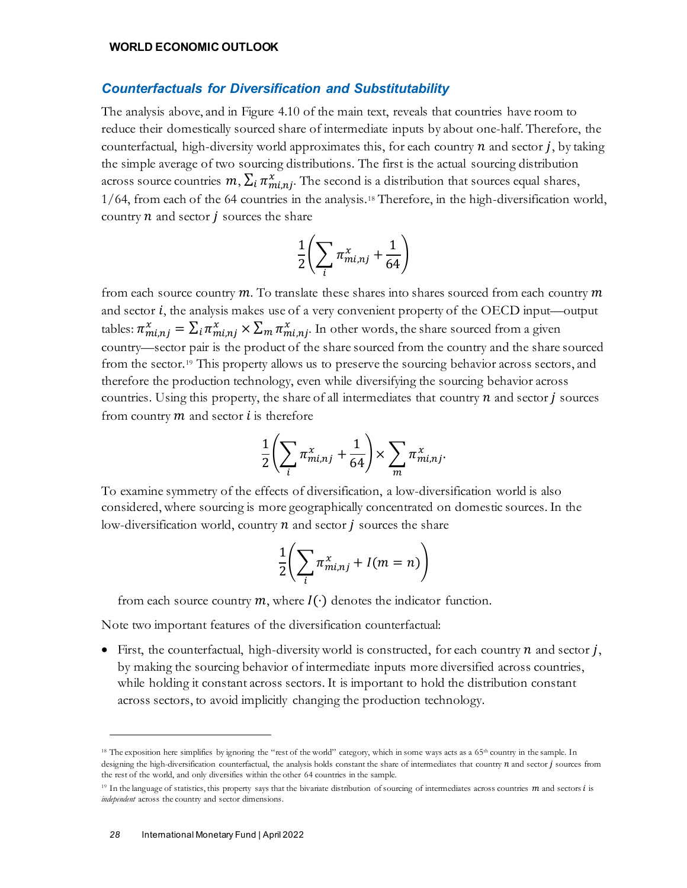## Counterfactuals for Diversification and Substitutability

The analysis above, and in Figure 4.10 of the main text, reveals that countries have room to reduce their domestically sourced share of intermediate inputs by about one-half. Therefore, the counterfactual, high-diversity world approximates this, for each country $n$ and sector $j$, by taking the simple average of two sourcing distributions. The first is the actual sourcing distribution across source countries $m$, $\sum_i \pi^x_{mi,nj}$. The second is a distribution that sources equal shares, $1/64$, from each of the 64 countries in the analysis.[18] Therefore, in the high-diversification world, country $n$ and sector $j$ sources the share

$$\frac{1}{2}\left(\sum_i \pi^x_{mi,nj} + \frac{1}{64}\right)$$

from each source country $m$. To translate these shares into shares sourced from each country $m$ and sector $i$, the analysis makes use of a very convenient property of the OECD input—output tables: $\pi^x_{mi,nj} = \sum_i \pi^x_{mi,nj} \times \sum_m \pi^x_{mi,nj}$. In other words, the share sourced from a given country—sector pair is the product of the share sourced from the country and the share sourced from the sector.[19] This property allows us to preserve the sourcing behavior across sectors, and therefore the production technology, even while diversifying the sourcing behavior across countries. Using this property, the share of all intermediates that country $n$ and sector $j$ sources from country $m$ and sector $i$ is therefore

$$\frac{1}{2}\left(\sum_i \pi^x_{mi,nj} + \frac{1}{64}\right) \times \sum_m \pi^x_{mi,nj}.$$

To examine symmetry of the effects of diversification, a low-diversification world is also considered, where sourcing is more geographically concentrated on domestic sources. In the low-diversification world, country $n$ and sector $j$ sources the share

$$\frac{1}{2}\left(\sum_i \pi^x_{mi,nj} + I(m = n)\right)$$

from each source country $m$, where $I(\cdot)$ denotes the indicator function.

Note two important features of the diversification counterfactual:

- First, the counterfactual, high-diversity world is constructed, for each country $n$ and sector $j$, by making the sourcing behavior of intermediate inputs more diversified across countries, while holding it constant across sectors. It is important to hold the distribution constant across sectors, to avoid implicitly changing the production technology.

---

[18] The exposition here simplifies by ignoring the "rest of the world" category, which in some ways acts as a 65th country in the sample. In designing the high-diversification counterfactual, the analysis holds constant the share of intermediates that country $n$ and sector $j$ sources from the rest of the world, and only diversifies within the other 64 countries in the sample.

[19] In the language of statistics, this property says that the bivariate distribution of sourcing of intermediates across countries $m$ and sectors $i$ is *independent* across the country and sector dimensions.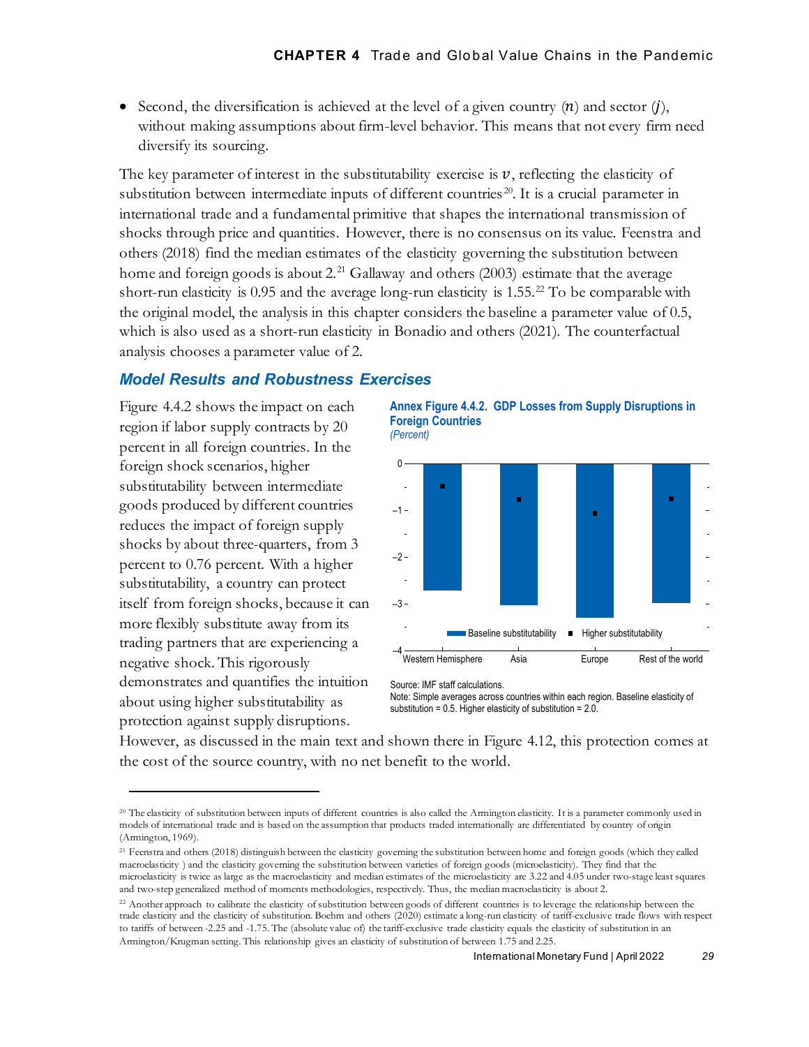- Second, the diversification is achieved at the level of a given country ($n$) and sector ($j$), without making assumptions about firm-level behavior. This means that not every firm need diversify its sourcing.

The key parameter of interest in the substitutability exercise is $v$, reflecting the elasticity of substitution between intermediate inputs of different countries[20]. It is a crucial parameter in international trade and a fundamental primitive that shapes the international transmission of shocks through price and quantities. However, there is no consensus on its value. Feenstra and others (2018) find the median estimates of the elasticity governing the substitution between home and foreign goods is about 2.[21] Gallaway and others (2003) estimate that the average short-run elasticity is 0.95 and the average long-run elasticity is 1.55.[22] To be comparable with the original model, the analysis in this chapter considers the baseline a parameter value of 0.5, which is also used as a short-run elasticity in Bonadio and others (2021). The counterfactual analysis chooses a parameter value of 2.

### *Model Results and Robustness Exercises*

Figure 4.4.2 shows the impact on each region if labor supply contracts by 20 percent in all foreign countries. In the foreign shock scenarios, higher substitutability between intermediate goods produced by different countries reduces the impact of foreign supply shocks by about three-quarters, from 3 percent to 0.76 percent. With a higher substitutability, a country can protect itself from foreign shocks, because it can more flexibly substitute away from its trading partners that are experiencing a negative shock. This rigorously demonstrates and quantifies the intuition about using higher substitutability as protection against supply disruptions.

**Annex Figure 4.4.2. GDP Losses from Supply Disruptions in Foreign Countries**
*(Percent)*

Source: IMF staff calculations.
Note: Simple averages across countries within each region. Baseline elasticity of substitution = 0.5. Higher elasticity of substitution = 2.0.

However, as discussed in the main text and shown there in Figure 4.12, this protection comes at the cost of the source country, with no net benefit to the world.

---

[20] The elasticity of substitution between inputs of different countries is also called the Armington elasticity. It is a parameter commonly used in models of international trade and is based on the assumption that products traded internationally are differentiated by country of origin (Armington, 1969).

[21] Feenstra and others (2018) distinguish between the elasticity governing the substitution between home and foreign goods (which they called macroelasticity ) and the elasticity governing the substitution between varieties of foreign goods (microelasticity). They find that the microelasticity is twice as large as the macroelasticity and median estimates of the microelasticity are 3.22 and 4.05 under two-stage least squares and two-step generalized method of moments methodologies, respectively. Thus, the median macroelasticity is about 2.

[22] Another approach to calibrate the elasticity of substitution between goods of different countries is to leverage the relationship between the trade elasticity and the elasticity of substitution. Boehm and others (2020) estimate a long-run elasticity of tariff-exclusive trade flows with respect to tariffs of between -2.25 and -1.75. The (absolute value of) the tariff-exclusive trade elasticity equals the elasticity of substitution in an Armington/Krugman setting. This relationship gives an elasticity of substitution of between 1.75 and 2.25.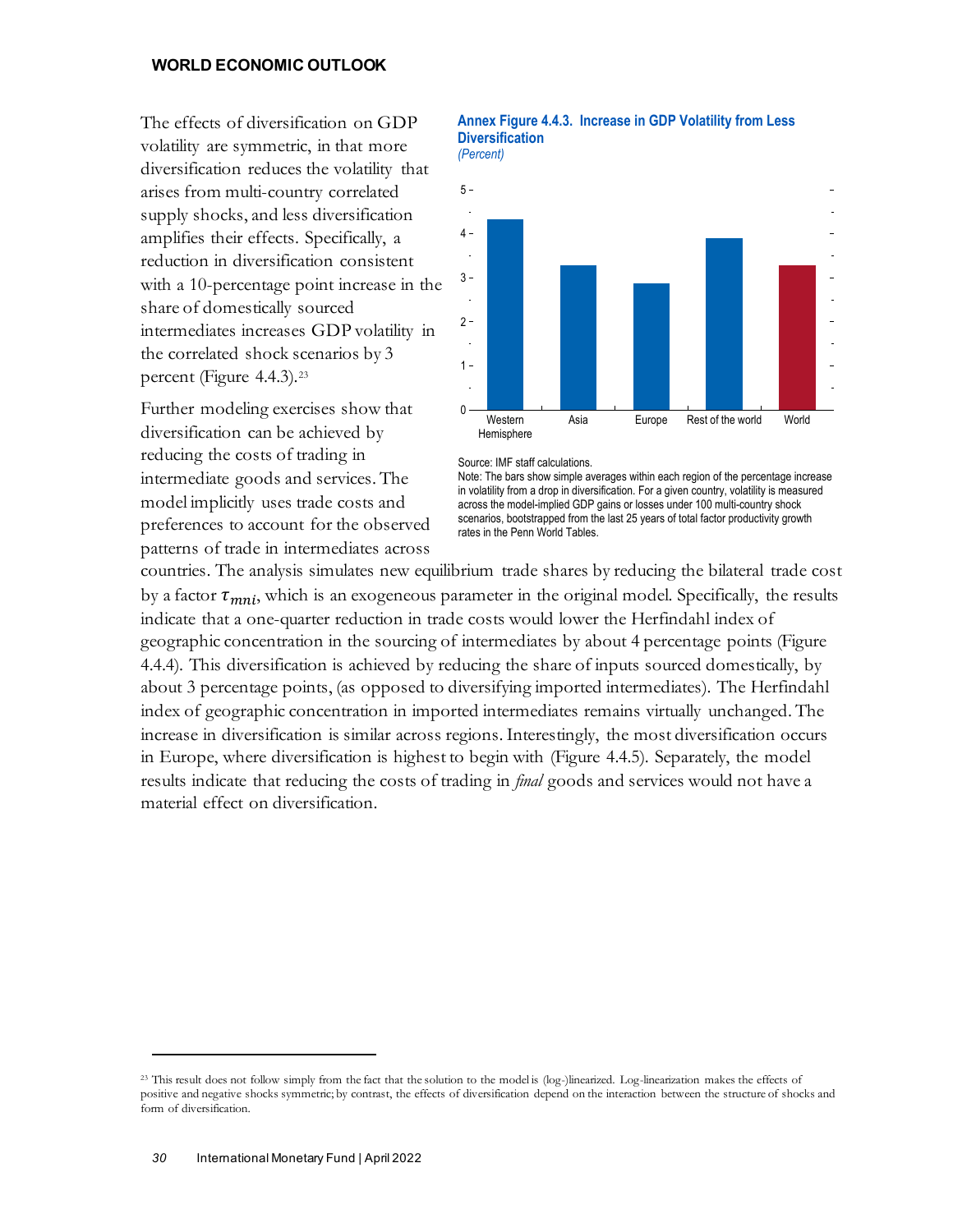The effects of diversification on GDP volatility are symmetric, in that more diversification reduces the volatility that arises from multi-country correlated supply shocks, and less diversification amplifies their effects. Specifically, a reduction in diversification consistent with a 10-percentage point increase in the share of domestically sourced intermediates increases GDP volatility in the correlated shock scenarios by 3 percent (Figure 4.4.3).[23]

**Annex Figure 4.4.3. Increase in GDP Volatility from Less Diversification**
*(Percent)*

| Region | Value (approx.) |
| --- | --- |
| Western Hemisphere | 4.3 |
| Asia | 3.3 |
| Europe | 2.9 |
| Rest of the world | 3.9 |
| World | 3.3 |

Source: IMF staff calculations.
Note: The bars show simple averages within each region of the percentage increase in volatility from a drop in diversification. For a given country, volatility is measured across the model-implied GDP gains or losses under 100 multi-country shock scenarios, bootstrapped from the last 25 years of total factor productivity growth rates in the Penn World Tables.

Further modeling exercises show that diversification can be achieved by reducing the costs of trading in intermediate goods and services. The model implicitly uses trade costs and preferences to account for the observed patterns of trade in intermediates across countries. The analysis simulates new equilibrium trade shares by reducing the bilateral trade cost by a factor $\tau_{mni}$, which is an exogeneous parameter in the original model. Specifically, the results indicate that a one-quarter reduction in trade costs would lower the Herfindahl index of geographic concentration in the sourcing of intermediates by about 4 percentage points (Figure 4.4.4). This diversification is achieved by reducing the share of inputs sourced domestically, by about 3 percentage points, (as opposed to diversifying imported intermediates). The Herfindahl index of geographic concentration in imported intermediates remains virtually unchanged. The increase in diversification is similar across regions. Interestingly, the most diversification occurs in Europe, where diversification is highest to begin with (Figure 4.4.5). Separately, the model results indicate that reducing the costs of trading in *final* goods and services would not have a material effect on diversification.

[23] This result does not follow simply from the fact that the solution to the model is (log-)linearized. Log-linearization makes the effects of positive and negative shocks symmetric; by contrast, the effects of diversification depend on the interaction between the structure of shocks and form of diversification.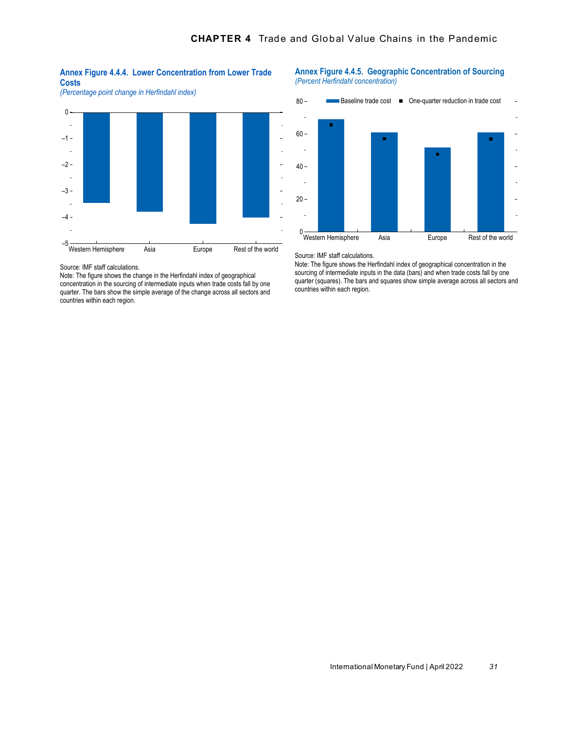### Annex Figure 4.4.4. Lower Concentration from Lower Trade Costs

*(Percentage point change in Herfindahl index)*

Source: IMF staff calculations.

Note: The figure shows the change in the Herfindahl index of geographical concentration in the sourcing of intermediate inputs when trade costs fall by one quarter. The bars show the simple average of the change across all sectors and countries within each region.

### Annex Figure 4.4.5. Geographic Concentration of Sourcing

*(Percent Herfindahl concentration)*

Source: IMF staff calculations.

Note: The figure shows the Herfindahl index of geographical concentration in the sourcing of intermediate inputs in the data (bars) and when trade costs fall by one quarter (squares). The bars and squares show simple average across all sectors and countries within each region.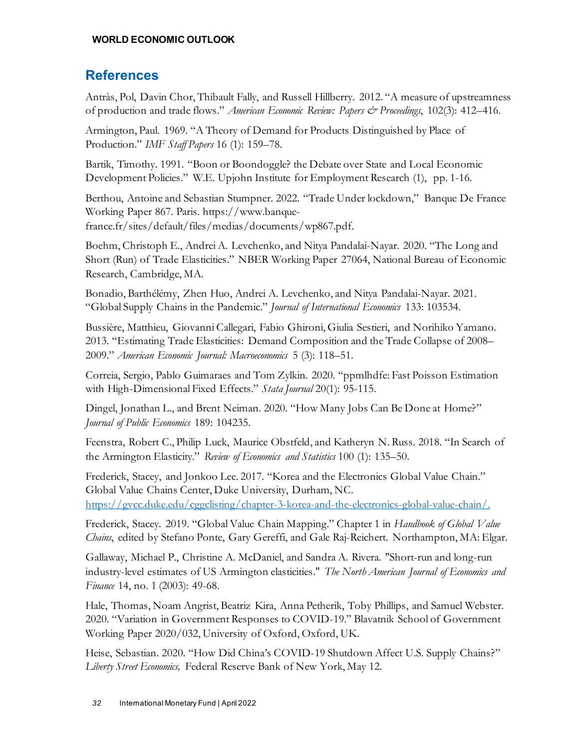## References

Antràs, Pol, Davin Chor, Thibault Fally, and Russell Hillberry. 2012. "A measure of upstreamness of production and trade flows." *American Economic Review: Papers & Proceedings*, 102(3): 412–416.

Armington, Paul. 1969. "A Theory of Demand for Products Distinguished by Place of Production." *IMF Staff Papers* 16 (1): 159–78.

Bartik, Timothy. 1991. "Boon or Boondoggle? the Debate over State and Local Economic Development Policies." W.E. Upjohn Institute for Employment Research (1), pp. 1-16.

Berthou, Antoine and Sebastian Stumpner. 2022. "Trade Under lockdown," Banque De France Working Paper 867. Paris. https://www.banque-france.fr/sites/default/files/medias/documents/wp867.pdf.

Boehm, Christoph E., Andrei A. Levchenko, and Nitya Pandalai-Nayar. 2020. "The Long and Short (Run) of Trade Elasticities." NBER Working Paper 27064, National Bureau of Economic Research, Cambridge, MA.

Bonadio, Barthélémy, Zhen Huo, Andrei A. Levchenko, and Nitya Pandalai-Nayar. 2021. "Global Supply Chains in the Pandemic." *Journal of International Economics* 133: 103534.

Bussière, Matthieu, Giovanni Callegari, Fabio Ghironi, Giulia Sestieri, and Norihiko Yamano. 2013. "Estimating Trade Elasticities: Demand Composition and the Trade Collapse of 2008–2009." *American Economic Journal: Macroeconomics* 5 (3): 118–51.

Correia, Sergio, Pablo Guimaraes and Tom Zylkin. 2020. "ppmlhdfe: Fast Poisson Estimation with High-Dimensional Fixed Effects." *Stata Journal* 20(1): 95-115.

Dingel, Jonathan L., and Brent Neiman. 2020. "How Many Jobs Can Be Done at Home?" *Journal of Public Economics* 189: 104235.

Feenstra, Robert C., Philip Luck, Maurice Obstfeld, and Katheryn N. Russ. 2018. "In Search of the Armington Elasticity." *Review of Economics and Statistics* 100 (1): 135–50.

Frederick, Stacey, and Jonkoo Lee. 2017. "Korea and the Electronics Global Value Chain." Global Value Chains Center, Duke University, Durham, NC. https://gvcc.duke.edu/cggclisting/chapter-3-korea-and-the-electronics-global-value-chain/.

Frederick, Stacey. 2019. "Global Value Chain Mapping." Chapter 1 in *Handbook of Global Value Chains*, edited by Stefano Ponte, Gary Gereffi, and Gale Raj-Reichert. Northampton, MA: Elgar.

Gallaway, Michael P., Christine A. McDaniel, and Sandra A. Rivera. "Short-run and long-run industry-level estimates of US Armington elasticities." *The North American Journal of Economics and Finance* 14, no. 1 (2003): 49-68.

Hale, Thomas, Noam Angrist, Beatriz Kira, Anna Petherik, Toby Phillips, and Samuel Webster. 2020. "Variation in Government Responses to COVID-19." Blavatnik School of Government Working Paper 2020/032, University of Oxford, Oxford, UK.

Heise, Sebastian. 2020. "How Did China's COVID-19 Shutdown Affect U.S. Supply Chains?" *Liberty Street Economics,* Federal Reserve Bank of New York, May 12.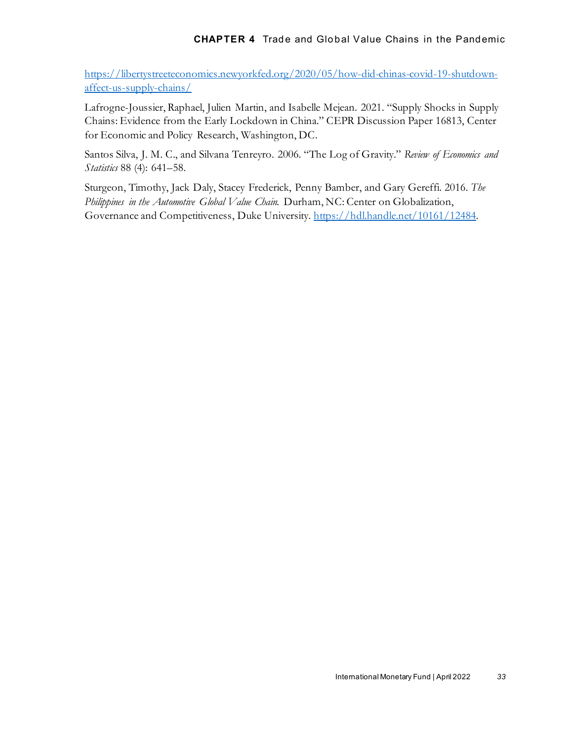https://libertystreeteconomics.newyorkfed.org/2020/05/how-did-chinas-covid-19-shutdown-affect-us-supply-chains/

Lafrogne-Joussier, Raphael, Julien Martin, and Isabelle Mejean. 2021. "Supply Shocks in Supply Chains: Evidence from the Early Lockdown in China." CEPR Discussion Paper 16813, Center for Economic and Policy Research, Washington, DC.

Santos Silva, J. M. C., and Silvana Tenreyro. 2006. "The Log of Gravity." *Review of Economics and Statistics* 88 (4): 641–58.

Sturgeon, Timothy, Jack Daly, Stacey Frederick, Penny Bamber, and Gary Gereffi. 2016. *The Philippines in the Automotive Global Value Chain.* Durham, NC: Center on Globalization, Governance and Competitiveness, Duke University. https://hdl.handle.net/10161/12484.